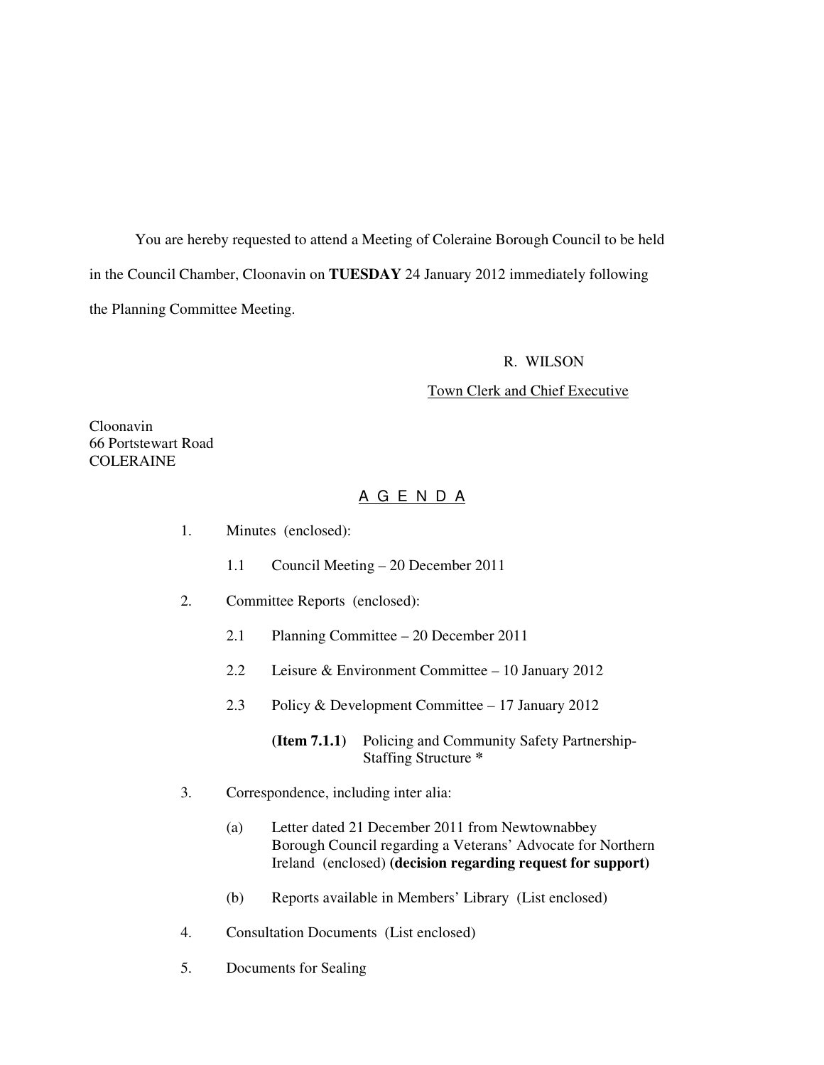You are hereby requested to attend a Meeting of Coleraine Borough Council to be held in the Council Chamber, Cloonavin on **TUESDAY** 24 January 2012 immediately following the Planning Committee Meeting.

R. WILSON

Town Clerk and Chief Executive

Cloonavin
66 Portstewart Road
COLERAINE

## A G E N D A

1. Minutes (enclosed):

   1.1 Council Meeting – 20 December 2011

2. Committee Reports (enclosed):

   2.1 Planning Committee – 20 December 2011

   2.2 Leisure & Environment Committee – 10 January 2012

   2.3 Policy & Development Committee – 17 January 2012

   **(Item 7.1.1)** Policing and Community Safety Partnership-Staffing Structure *

3. Correspondence, including inter alia:

   (a) Letter dated 21 December 2011 from Newtownabbey Borough Council regarding a Veterans' Advocate for Northern Ireland (enclosed) **(decision regarding request for support)**

   (b) Reports available in Members' Library (List enclosed)

4. Consultation Documents (List enclosed)

5. Documents for Sealing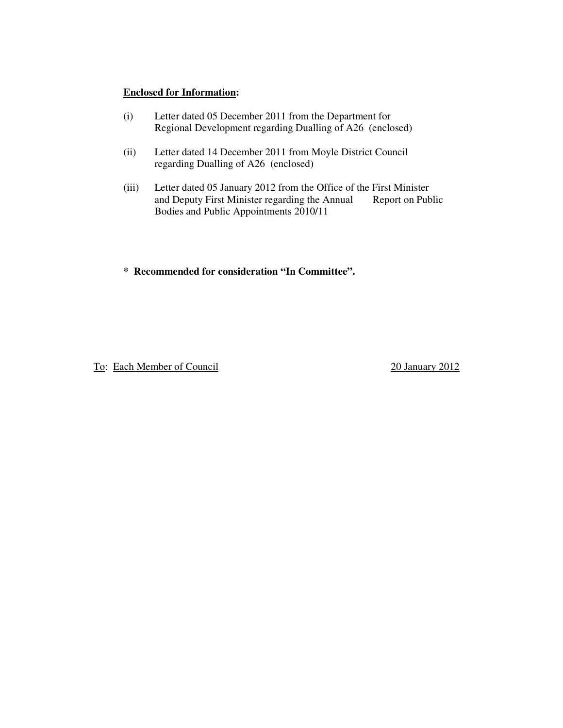**<u>Enclosed for Information</u>:**

(i) Letter dated 05 December 2011 from the Department for Regional Development regarding Dualling of A26 (enclosed)

(ii) Letter dated 14 December 2011 from Moyle District Council regarding Dualling of A26 (enclosed)

(iii) Letter dated 05 January 2012 from the Office of the First Minister and Deputy First Minister regarding the Annual Report on Public Bodies and Public Appointments 2010/11

**\* Recommended for consideration "In Committee".**

<u>To</u>: <u>Each Member of Council</u> <u>20 January 2012</u>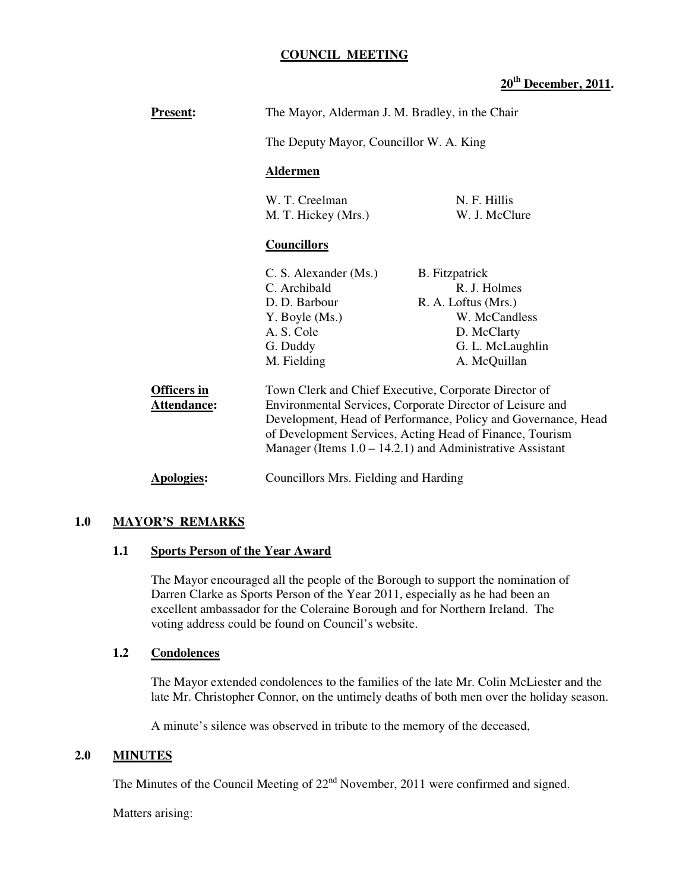**COUNCIL MEETING**

**20th December, 2011.**

**Present:** The Mayor, Alderman J. M. Bradley, in the Chair

The Deputy Mayor, Councillor W. A. King

**Aldermen**

| | |
|---|---|
| W. T. Creelman | N. F. Hillis |
| M. T. Hickey (Mrs.) | W. J. McClure |

**Councillors**

| | |
|---|---|
| C. S. Alexander (Ms.) | B. Fitzpatrick |
| C. Archibald | R. J. Holmes |
| D. D. Barbour | R. A. Loftus (Mrs.) |
| Y. Boyle (Ms.) | W. McCandless |
| A. S. Cole | D. McClarty |
| G. Duddy | G. L. McLaughlin |
| M. Fielding | A. McQuillan |

**Officers in Attendance:** Town Clerk and Chief Executive, Corporate Director of Environmental Services, Corporate Director of Leisure and Development, Head of Performance, Policy and Governance, Head of Development Services, Acting Head of Finance, Tourism Manager (Items 1.0 – 14.2.1) and Administrative Assistant

**Apologies:** Councillors Mrs. Fielding and Harding

## 1.0 MAYOR'S REMARKS

### 1.1 Sports Person of the Year Award

The Mayor encouraged all the people of the Borough to support the nomination of Darren Clarke as Sports Person of the Year 2011, especially as he had been an excellent ambassador for the Coleraine Borough and for Northern Ireland. The voting address could be found on Council's website.

### 1.2 Condolences

The Mayor extended condolences to the families of the late Mr. Colin McLiester and the late Mr. Christopher Connor, on the untimely deaths of both men over the holiday season.

A minute's silence was observed in tribute to the memory of the deceased,

## 2.0 MINUTES

The Minutes of the Council Meeting of 22nd November, 2011 were confirmed and signed.

Matters arising: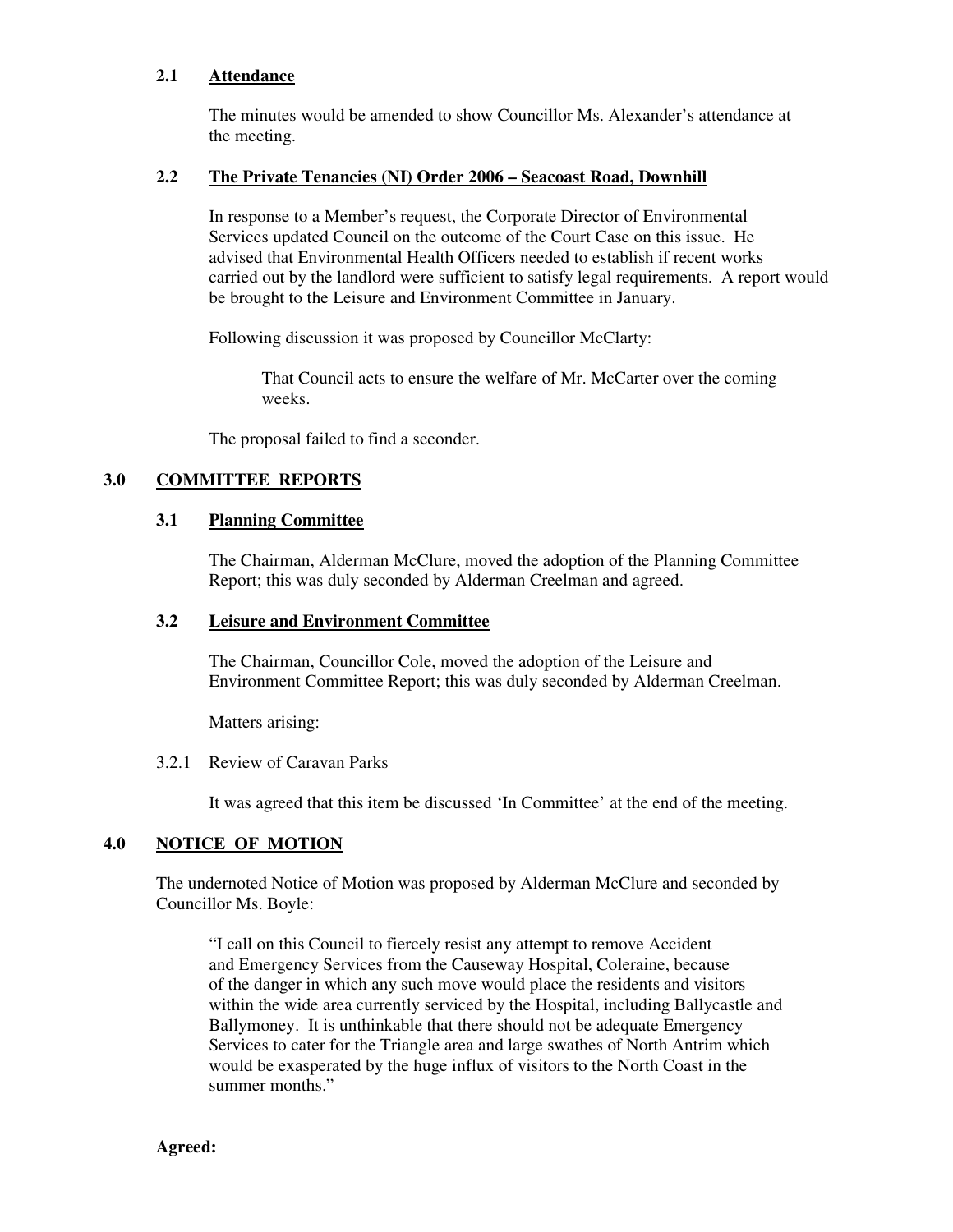### 2.1 Attendance

The minutes would be amended to show Councillor Ms. Alexander's attendance at the meeting.

### 2.2 The Private Tenancies (NI) Order 2006 – Seacoast Road, Downhill

In response to a Member's request, the Corporate Director of Environmental Services updated Council on the outcome of the Court Case on this issue. He advised that Environmental Health Officers needed to establish if recent works carried out by the landlord were sufficient to satisfy legal requirements. A report would be brought to the Leisure and Environment Committee in January.

Following discussion it was proposed by Councillor McClarty:

> That Council acts to ensure the welfare of Mr. McCarter over the coming weeks.

The proposal failed to find a seconder.

## 3.0 COMMITTEE REPORTS

### 3.1 Planning Committee

The Chairman, Alderman McClure, moved the adoption of the Planning Committee Report; this was duly seconded by Alderman Creelman and agreed.

### 3.2 Leisure and Environment Committee

The Chairman, Councillor Cole, moved the adoption of the Leisure and Environment Committee Report; this was duly seconded by Alderman Creelman.

Matters arising:

3.2.1 Review of Caravan Parks

It was agreed that this item be discussed 'In Committee' at the end of the meeting.

## 4.0 NOTICE OF MOTION

The undernoted Notice of Motion was proposed by Alderman McClure and seconded by Councillor Ms. Boyle:

> "I call on this Council to fiercely resist any attempt to remove Accident and Emergency Services from the Causeway Hospital, Coleraine, because of the danger in which any such move would place the residents and visitors within the wide area currently serviced by the Hospital, including Ballycastle and Ballymoney. It is unthinkable that there should not be adequate Emergency Services to cater for the Triangle area and large swathes of North Antrim which would be exasperated by the huge influx of visitors to the North Coast in the summer months."

**Agreed:**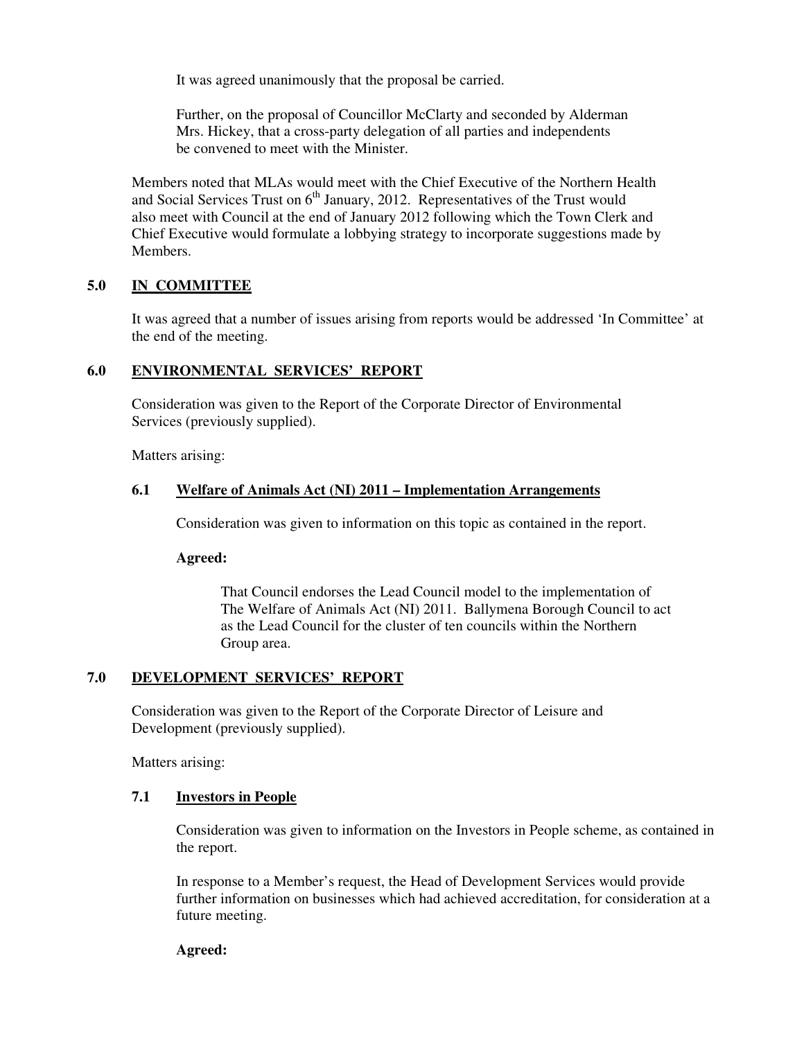It was agreed unanimously that the proposal be carried.

Further, on the proposal of Councillor McClarty and seconded by Alderman Mrs. Hickey, that a cross-party delegation of all parties and independents be convened to meet with the Minister.

Members noted that MLAs would meet with the Chief Executive of the Northern Health and Social Services Trust on 6th January, 2012. Representatives of the Trust would also meet with Council at the end of January 2012 following which the Town Clerk and Chief Executive would formulate a lobbying strategy to incorporate suggestions made by Members.

## 5.0 IN COMMITTEE

It was agreed that a number of issues arising from reports would be addressed 'In Committee' at the end of the meeting.

## 6.0 ENVIRONMENTAL SERVICES' REPORT

Consideration was given to the Report of the Corporate Director of Environmental Services (previously supplied).

Matters arising:

### 6.1 Welfare of Animals Act (NI) 2011 – Implementation Arrangements

Consideration was given to information on this topic as contained in the report.

**Agreed:**

That Council endorses the Lead Council model to the implementation of The Welfare of Animals Act (NI) 2011. Ballymena Borough Council to act as the Lead Council for the cluster of ten councils within the Northern Group area.

## 7.0 DEVELOPMENT SERVICES' REPORT

Consideration was given to the Report of the Corporate Director of Leisure and Development (previously supplied).

Matters arising:

### 7.1 Investors in People

Consideration was given to information on the Investors in People scheme, as contained in the report.

In response to a Member's request, the Head of Development Services would provide further information on businesses which had achieved accreditation, for consideration at a future meeting.

**Agreed:**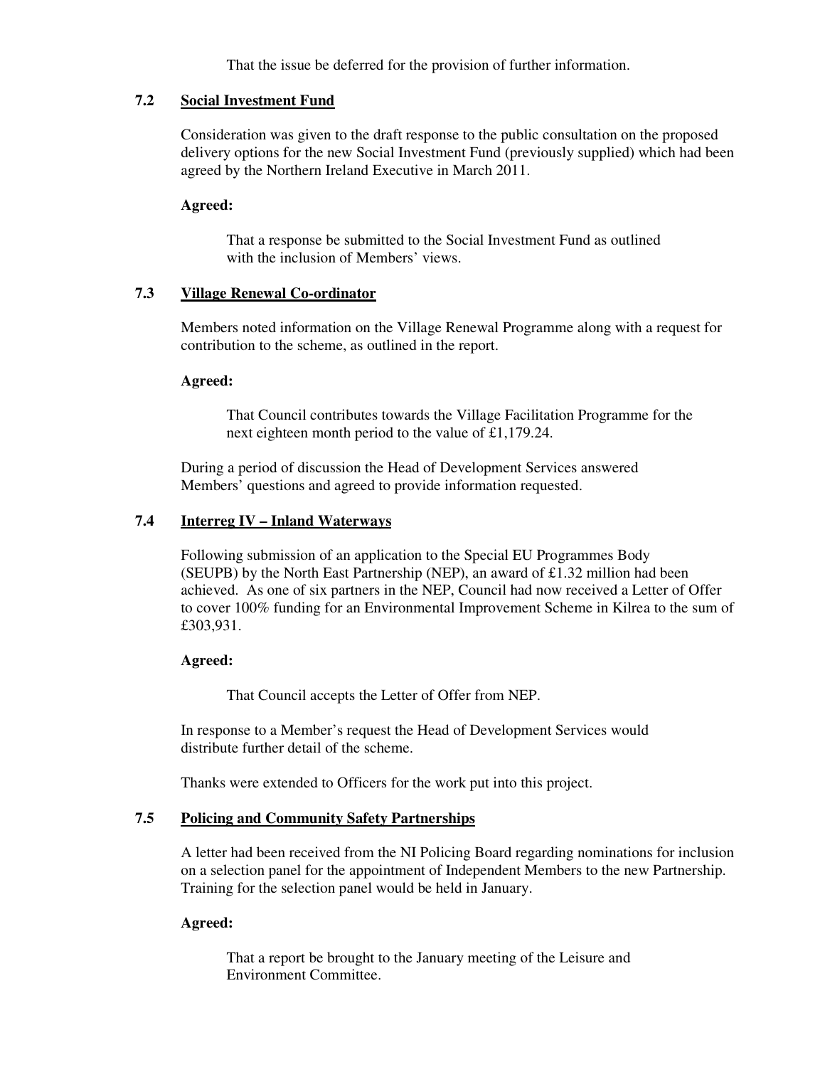That the issue be deferred for the provision of further information.

### 7.2 Social Investment Fund

Consideration was given to the draft response to the public consultation on the proposed delivery options for the new Social Investment Fund (previously supplied) which had been agreed by the Northern Ireland Executive in March 2011.

**Agreed:**

That a response be submitted to the Social Investment Fund as outlined with the inclusion of Members' views.

### 7.3 Village Renewal Co-ordinator

Members noted information on the Village Renewal Programme along with a request for contribution to the scheme, as outlined in the report.

**Agreed:**

That Council contributes towards the Village Facilitation Programme for the next eighteen month period to the value of £1,179.24.

During a period of discussion the Head of Development Services answered Members' questions and agreed to provide information requested.

### 7.4 Interreg IV – Inland Waterways

Following submission of an application to the Special EU Programmes Body (SEUPB) by the North East Partnership (NEP), an award of £1.32 million had been achieved. As one of six partners in the NEP, Council had now received a Letter of Offer to cover 100% funding for an Environmental Improvement Scheme in Kilrea to the sum of £303,931.

**Agreed:**

That Council accepts the Letter of Offer from NEP.

In response to a Member's request the Head of Development Services would distribute further detail of the scheme.

Thanks were extended to Officers for the work put into this project.

### 7.5 Policing and Community Safety Partnerships

A letter had been received from the NI Policing Board regarding nominations for inclusion on a selection panel for the appointment of Independent Members to the new Partnership. Training for the selection panel would be held in January.

**Agreed:**

That a report be brought to the January meeting of the Leisure and Environment Committee.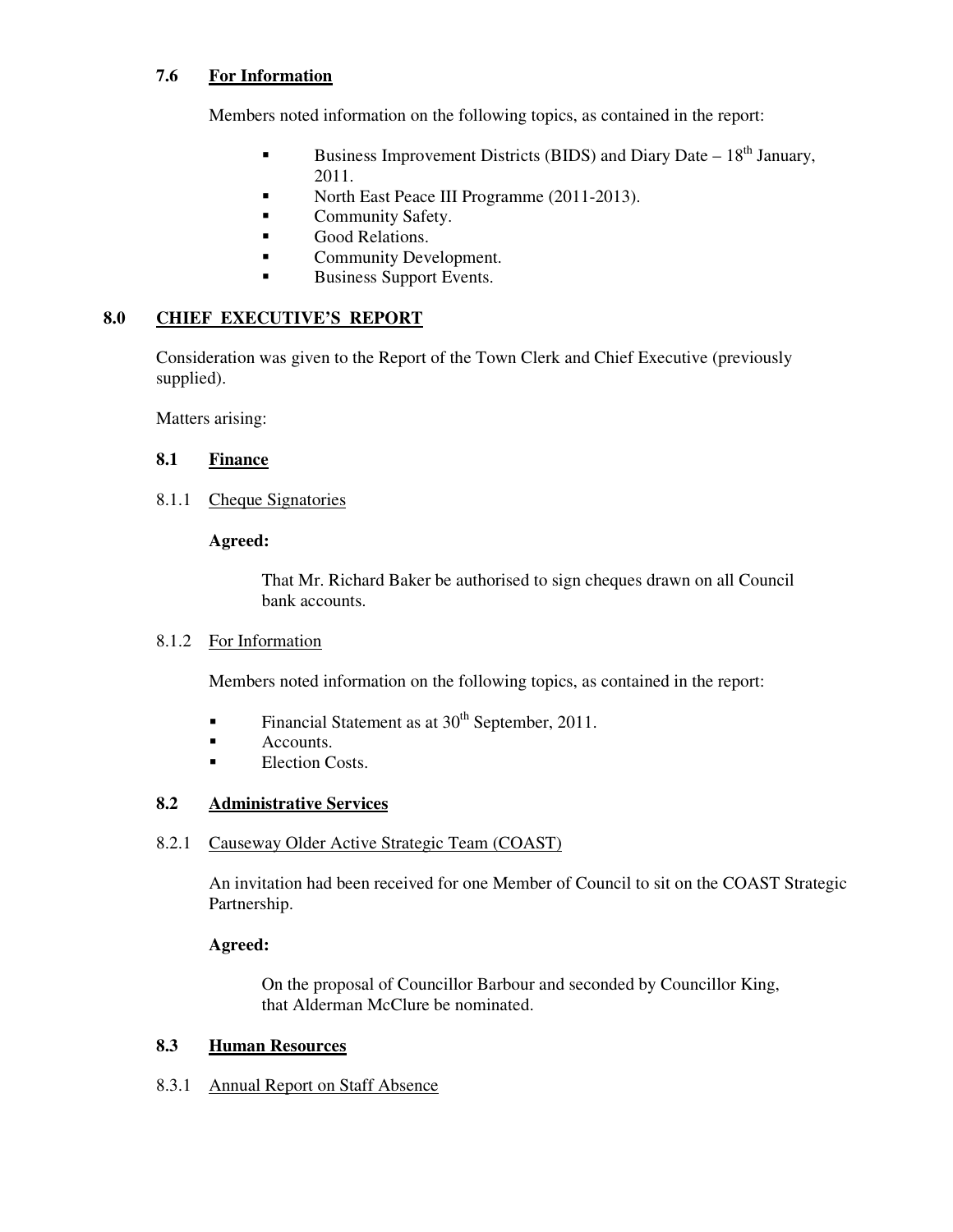### 7.6 For Information

Members noted information on the following topics, as contained in the report:

- Business Improvement Districts (BIDS) and Diary Date – 18th January, 2011.
- North East Peace III Programme (2011-2013).
- Community Safety.
- Good Relations.
- Community Development.
- Business Support Events.

## 8.0 CHIEF EXECUTIVE'S REPORT

Consideration was given to the Report of the Town Clerk and Chief Executive (previously supplied).

Matters arising:

### 8.1 Finance

8.1.1 Cheque Signatories

**Agreed:**

That Mr. Richard Baker be authorised to sign cheques drawn on all Council bank accounts.

8.1.2 For Information

Members noted information on the following topics, as contained in the report:

- Financial Statement as at 30th September, 2011.
- Accounts.
- Election Costs.

### 8.2 Administrative Services

8.2.1 Causeway Older Active Strategic Team (COAST)

An invitation had been received for one Member of Council to sit on the COAST Strategic Partnership.

**Agreed:**

On the proposal of Councillor Barbour and seconded by Councillor King, that Alderman McClure be nominated.

### 8.3 Human Resources

8.3.1 Annual Report on Staff Absence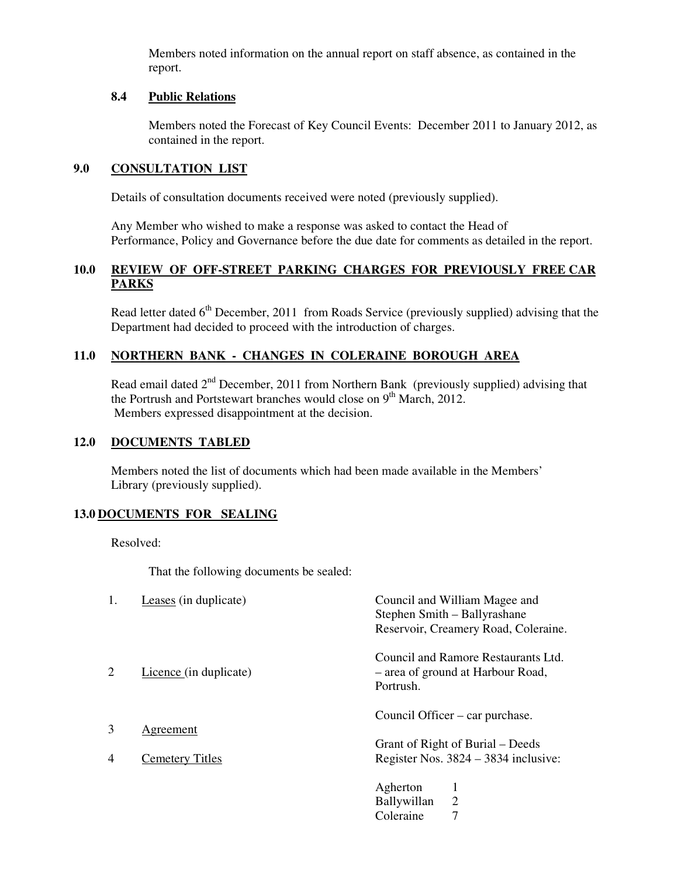Members noted information on the annual report on staff absence, as contained in the report.

### 8.4 Public Relations

Members noted the Forecast of Key Council Events: December 2011 to January 2012, as contained in the report.

## 9.0 CONSULTATION LIST

Details of consultation documents received were noted (previously supplied).

Any Member who wished to make a response was asked to contact the Head of Performance, Policy and Governance before the due date for comments as detailed in the report.

## 10.0 REVIEW OF OFF-STREET PARKING CHARGES FOR PREVIOUSLY FREE CAR PARKS

Read letter dated 6th December, 2011 from Roads Service (previously supplied) advising that the Department had decided to proceed with the introduction of charges.

## 11.0 NORTHERN BANK - CHANGES IN COLERAINE BOROUGH AREA

Read email dated 2nd December, 2011 from Northern Bank (previously supplied) advising that the Portrush and Portstewart branches would close on 9th March, 2012. Members expressed disappointment at the decision.

## 12.0 DOCUMENTS TABLED

Members noted the list of documents which had been made available in the Members' Library (previously supplied).

## 13.0 DOCUMENTS FOR SEALING

Resolved:

That the following documents be sealed:

| | | |
|---|---|---|
| 1. | Leases (in duplicate) | Council and William Magee and Stephen Smith – Ballyrashane Reservoir, Creamery Road, Coleraine. |
| 2 | Licence (in duplicate) | Council and Ramore Restaurants Ltd. – area of ground at Harbour Road, Portrush. |
| 3 | Agreement | Council Officer – car purchase. |
| 4 | Cemetery Titles | Grant of Right of Burial – Deeds Register Nos. 3824 – 3834 inclusive: |

| | |
|---|---|
| Agherton | 1 |
| Ballywillan | 2 |
| Coleraine | 7 |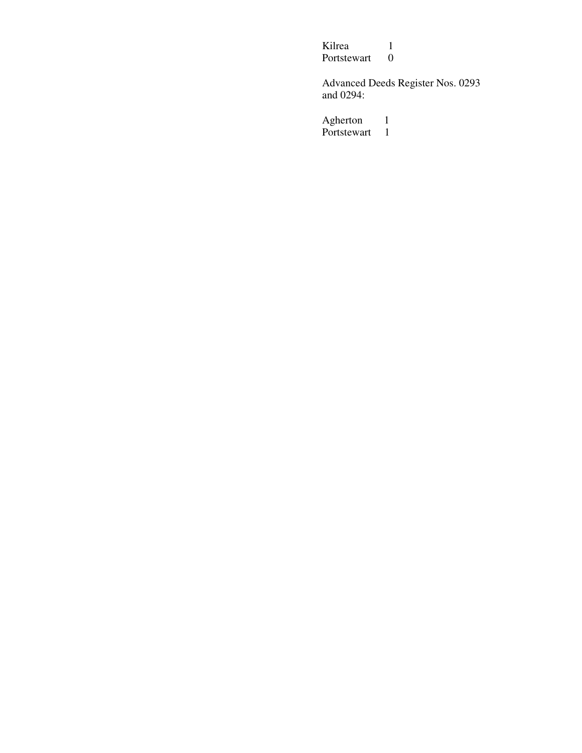| | |
|---|---|
| Kilrea | 1 |
| Portstewart | 0 |

Advanced Deeds Register Nos. 0293 and 0294:

| | |
|---|---|
| Agherton | 1 |
| Portstewart | 1 |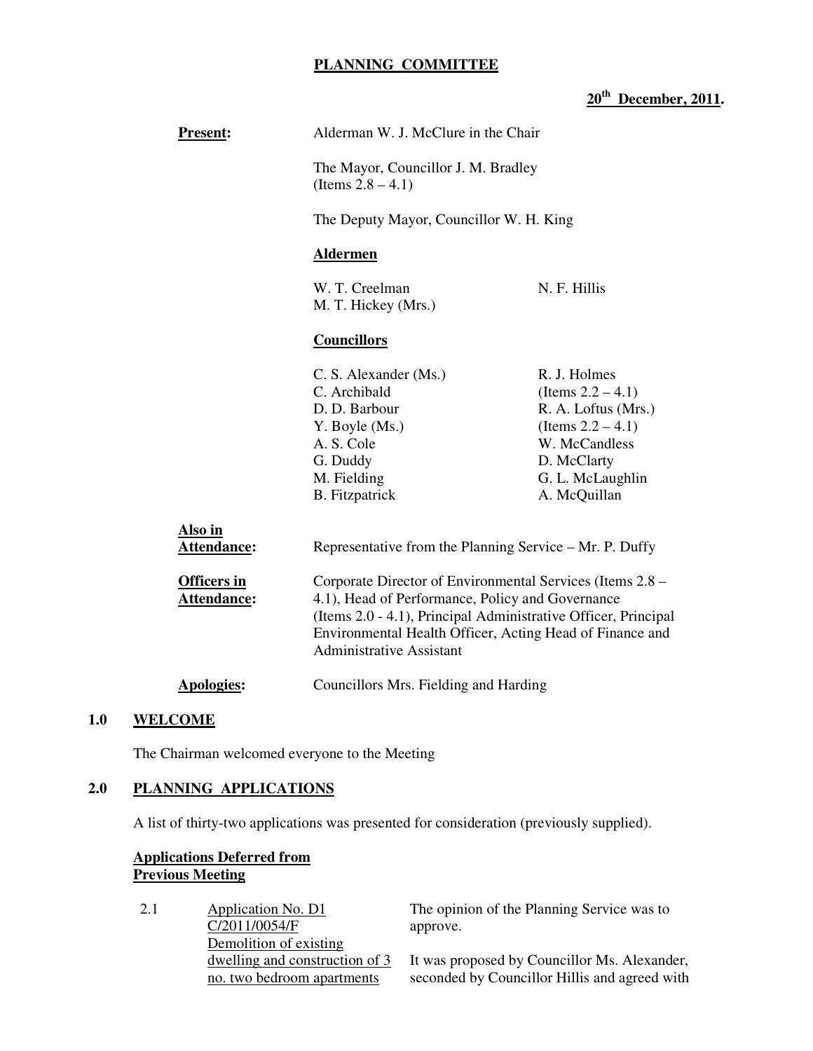**PLANNING COMMITTEE**

**20th December, 2011.**

| | |
|---|---|
| **Present:** | Alderman W. J. McClure in the Chair |
| | The Mayor, Councillor J. M. Bradley (Items 2.8 – 4.1) |
| | The Deputy Mayor, Councillor W. H. King |
| | **Aldermen** |
| | W. T. Creelman, N. F. Hillis, M. T. Hickey (Mrs.) |
| | **Councillors** |
| | C. S. Alexander (Ms.), C. Archibald, D. D. Barbour, Y. Boyle (Ms.), A. S. Cole, G. Duddy, M. Fielding, B. Fitzpatrick, R. J. Holmes (Items 2.2 – 4.1), R. A. Loftus (Mrs.) (Items 2.2 – 4.1), W. McCandless, D. McClarty, G. L. McLaughlin, A. McQuillan |
| **Also in Attendance:** | Representative from the Planning Service – Mr. P. Duffy |
| **Officers in Attendance:** | Corporate Director of Environmental Services (Items 2.8 – 4.1), Head of Performance, Policy and Governance (Items 2.0 - 4.1), Principal Administrative Officer, Principal Environmental Health Officer, Acting Head of Finance and Administrative Assistant |
| **Apologies:** | Councillors Mrs. Fielding and Harding |

## 1.0 WELCOME

The Chairman welcomed everyone to the Meeting

## 2.0 PLANNING APPLICATIONS

A list of thirty-two applications was presented for consideration (previously supplied).

**Applications Deferred from Previous Meeting**

| | | |
|---|---|---|
| 2.1 | Application No. D1 C/2011/0054/F Demolition of existing dwelling and construction of 3 no. two bedroom apartments | The opinion of the Planning Service was to approve. It was proposed by Councillor Ms. Alexander, seconded by Councillor Hillis and agreed with |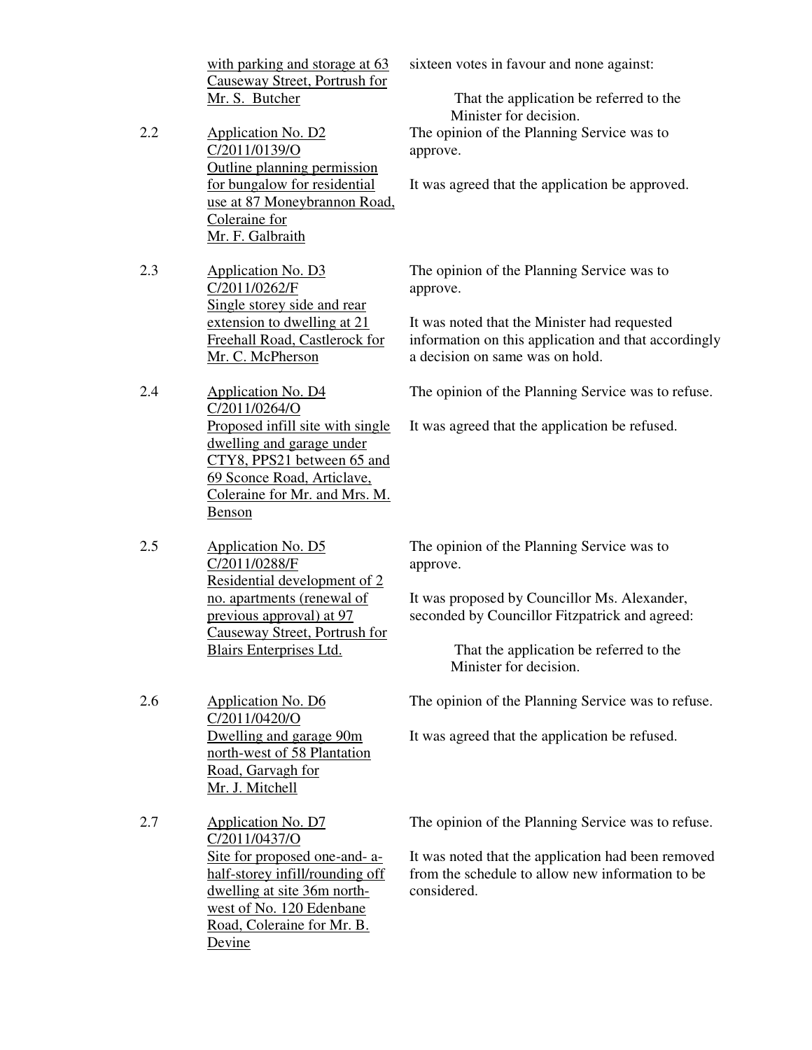| | | |
|---|---|---|
| | with parking and storage at 63 Causeway Street, Portrush for Mr. S. Butcher | sixteen votes in favour and none against:<br><br>That the application be referred to the Minister for decision. |
| 2.2 | Application No. D2<br>C/2011/0139/O<br>Outline planning permission for bungalow for residential use at 87 Moneybrannon Road, Coleraine for Mr. F. Galbraith | The opinion of the Planning Service was to approve.<br><br>It was agreed that the application be approved. |
| 2.3 | Application No. D3<br>C/2011/0262/F<br>Single storey side and rear extension to dwelling at 21 Freehall Road, Castlerock for Mr. C. McPherson | The opinion of the Planning Service was to approve.<br><br>It was noted that the Minister had requested information on this application and that accordingly a decision on same was on hold. |
| 2.4 | Application No. D4<br>C/2011/0264/O<br>Proposed infill site with single dwelling and garage under CTY8, PPS21 between 65 and 69 Sconce Road, Articlave, Coleraine for Mr. and Mrs. M. Benson | The opinion of the Planning Service was to refuse.<br><br>It was agreed that the application be refused. |
| 2.5 | Application No. D5<br>C/2011/0288/F<br>Residential development of 2 no. apartments (renewal of previous approval) at 97 Causeway Street, Portrush for Blairs Enterprises Ltd. | The opinion of the Planning Service was to approve.<br><br>It was proposed by Councillor Ms. Alexander, seconded by Councillor Fitzpatrick and agreed:<br><br>That the application be referred to the Minister for decision. |
| 2.6 | Application No. D6<br>C/2011/0420/O<br>Dwelling and garage 90m north-west of 58 Plantation Road, Garvagh for Mr. J. Mitchell | The opinion of the Planning Service was to refuse.<br><br>It was agreed that the application be refused. |
| 2.7 | Application No. D7<br>C/2011/0437/O<br>Site for proposed one-and- a-half-storey infill/rounding off dwelling at site 36m north-west of No. 120 Edenbane Road, Coleraine for Mr. B. Devine | The opinion of the Planning Service was to refuse.<br><br>It was noted that the application had been removed from the schedule to allow new information to be considered. |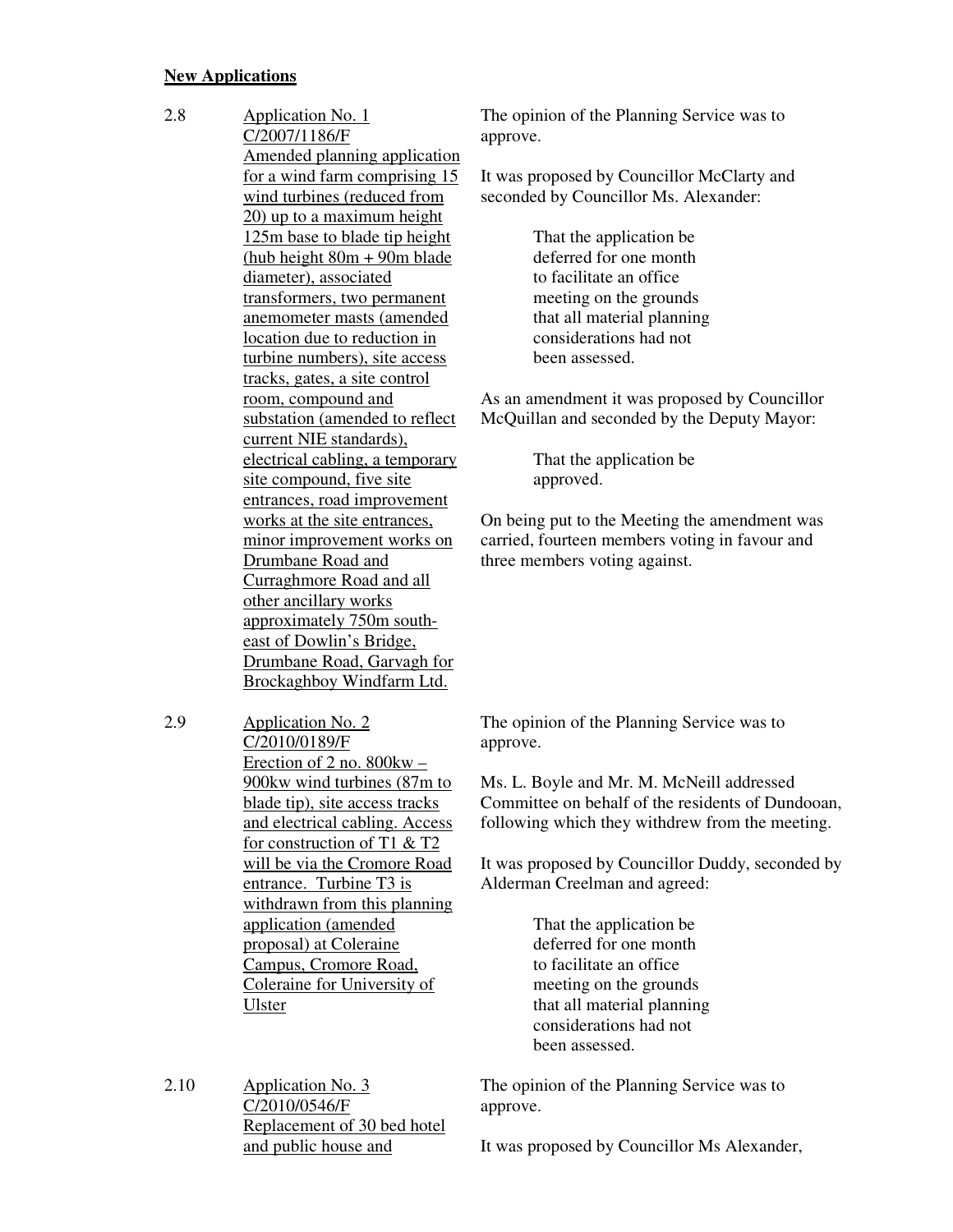**New Applications**

2.8 Application No. 1
C/2007/1186/F
Amended planning application for a wind farm comprising 15 wind turbines (reduced from 20) up to a maximum height 125m base to blade tip height (hub height 80m + 90m blade diameter), associated transformers, two permanent anemometer masts (amended location due to reduction in turbine numbers), site access tracks, gates, a site control room, compound and substation (amended to reflect current NIE standards), electrical cabling, a temporary site compound, five site entrances, road improvement works at the site entrances, minor improvement works on Drumbane Road and Curraghmore Road and all other ancillary works approximately 750m south-east of Dowlin's Bridge, Drumbane Road, Garvagh for Brockaghboy Windfarm Ltd.

The opinion of the Planning Service was to approve.

It was proposed by Councillor McClarty and seconded by Councillor Ms. Alexander:

> That the application be deferred for one month to facilitate an office meeting on the grounds that all material planning considerations had not been assessed.

As an amendment it was proposed by Councillor McQuillan and seconded by the Deputy Mayor:

> That the application be approved.

On being put to the Meeting the amendment was carried, fourteen members voting in favour and three members voting against.

2.9 Application No. 2
C/2010/0189/F
Erection of 2 no. 800kw – 900kw wind turbines (87m to blade tip), site access tracks and electrical cabling. Access for construction of T1 & T2 will be via the Cromore Road entrance. Turbine T3 is withdrawn from this planning application (amended proposal) at Coleraine Campus, Cromore Road, Coleraine for University of Ulster

The opinion of the Planning Service was to approve.

Ms. L. Boyle and Mr. M. McNeill addressed Committee on behalf of the residents of Dundooan, following which they withdrew from the meeting.

It was proposed by Councillor Duddy, seconded by Alderman Creelman and agreed:

> That the application be deferred for one month to facilitate an office meeting on the grounds that all material planning considerations had not been assessed.

2.10 Application No. 3
C/2010/0546/F
Replacement of 30 bed hotel and public house and

The opinion of the Planning Service was to approve.

It was proposed by Councillor Ms Alexander,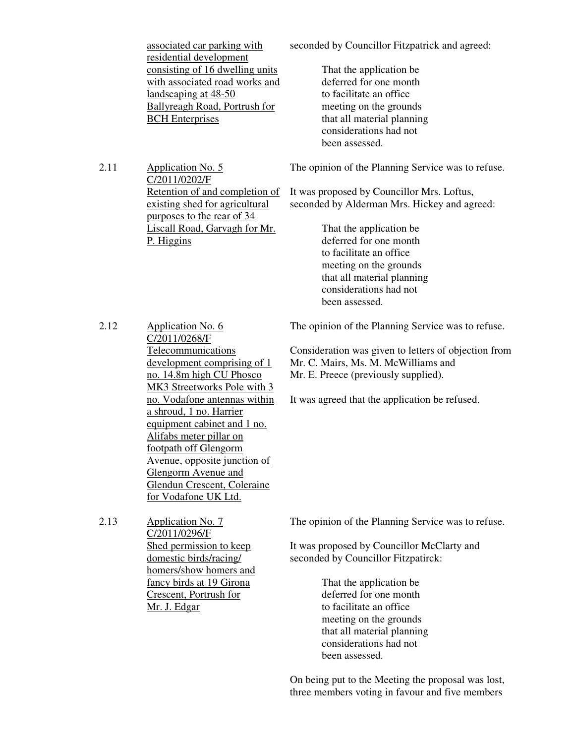| | | |
|---|---|---|
| | <u>associated car parking with residential development consisting of 16 dwelling units with associated road works and landscaping at 48-50 Ballyreagh Road, Portrush for BCH Enterprises</u> | seconded by Councillor Fitzpatrick and agreed:<br><br>That the application be deferred for one month to facilitate an office meeting on the grounds that all material planning considerations had not been assessed. |
| 2.11 | <u>Application No. 5</u><br><u>C/2011/0202/F</u><br><u>Retention of and completion of existing shed for agricultural purposes to the rear of 34 Liscall Road, Garvagh for Mr. P. Higgins</u> | The opinion of the Planning Service was to refuse.<br><br>It was proposed by Councillor Mrs. Loftus, seconded by Alderman Mrs. Hickey and agreed:<br><br>That the application be deferred for one month to facilitate an office meeting on the grounds that all material planning considerations had not been assessed. |
| 2.12 | <u>Application No. 6</u><br><u>C/2011/0268/F</u><br><u>Telecommunications development comprising of 1 no. 14.8m high CU Phosco MK3 Streetworks Pole with 3 no. Vodafone antennas within a shroud, 1 no. Harrier equipment cabinet and 1 no. Alifabs meter pillar on footpath off Glengorm Avenue, opposite junction of Glengorm Avenue and Glendun Crescent, Coleraine for Vodafone UK Ltd.</u> | The opinion of the Planning Service was to refuse.<br><br>Consideration was given to letters of objection from Mr. C. Mairs, Ms. M. McWilliams and Mr. E. Preece (previously supplied).<br><br>It was agreed that the application be refused. |
| 2.13 | <u>Application No. 7</u><br><u>C/2011/0296/F</u><br><u>Shed permission to keep domestic birds/racing/ homers/show homers and fancy birds at 19 Girona Crescent, Portrush for Mr. J. Edgar</u> | The opinion of the Planning Service was to refuse.<br><br>It was proposed by Councillor McClarty and seconded by Councillor Fitzpatirck:<br><br>That the application be deferred for one month to facilitate an office meeting on the grounds that all material planning considerations had not been assessed.<br><br>On being put to the Meeting the proposal was lost, three members voting in favour and five members |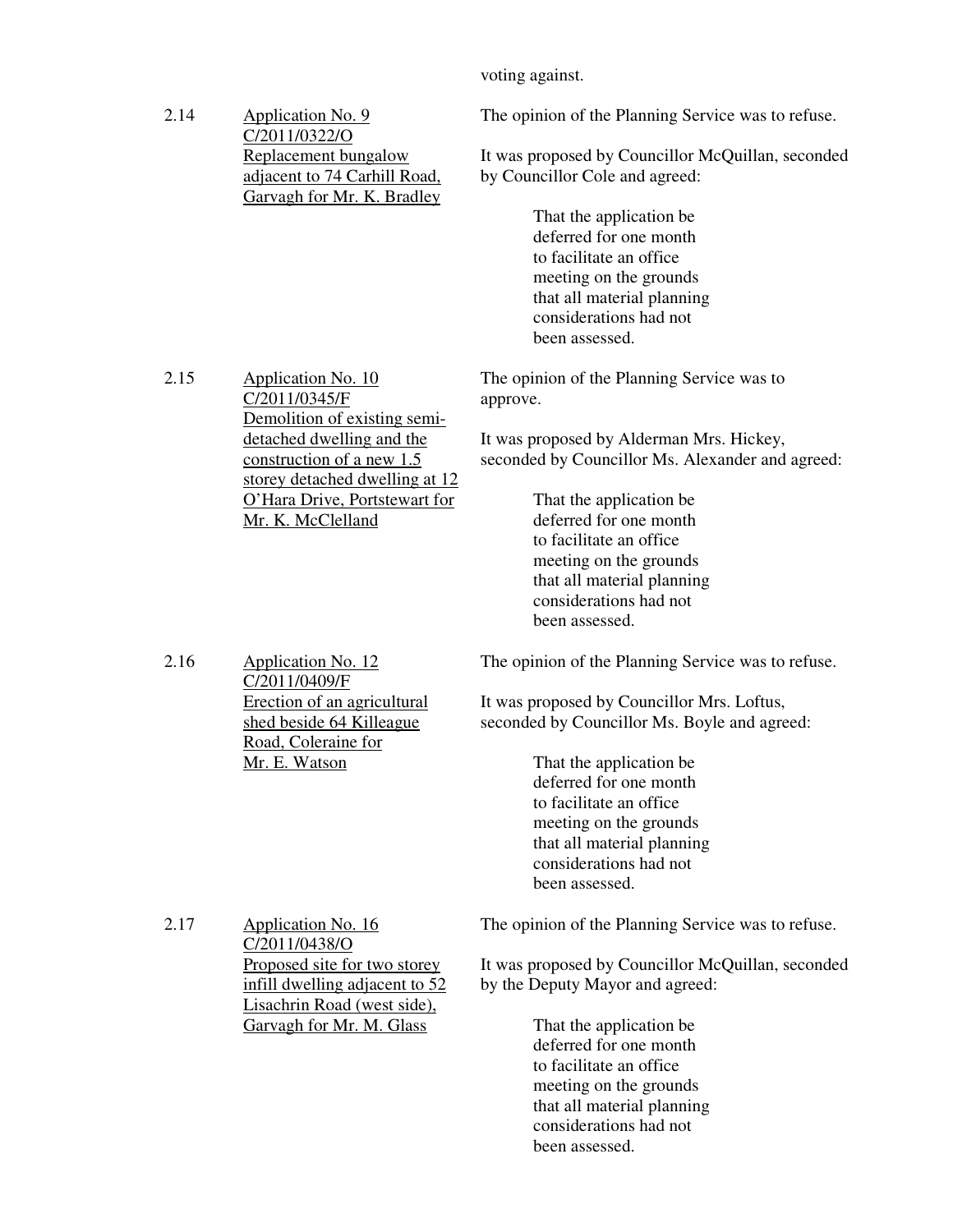voting against.

2.14 Application No. 9
C/2011/0322/O
Replacement bungalow adjacent to 74 Carhill Road, Garvagh for Mr. K. Bradley

The opinion of the Planning Service was to refuse.

It was proposed by Councillor McQuillan, seconded by Councillor Cole and agreed:

> That the application be deferred for one month to facilitate an office meeting on the grounds that all material planning considerations had not been assessed.

2.15 Application No. 10
C/2011/0345/F
Demolition of existing semi-detached dwelling and the construction of a new 1.5 storey detached dwelling at 12 O'Hara Drive, Portstewart for Mr. K. McClelland

The opinion of the Planning Service was to approve.

It was proposed by Alderman Mrs. Hickey, seconded by Councillor Ms. Alexander and agreed:

> That the application be deferred for one month to facilitate an office meeting on the grounds that all material planning considerations had not been assessed.

2.16 Application No. 12
C/2011/0409/F
Erection of an agricultural shed beside 64 Killeague Road, Coleraine for Mr. E. Watson

The opinion of the Planning Service was to refuse.

It was proposed by Councillor Mrs. Loftus, seconded by Councillor Ms. Boyle and agreed:

> That the application be deferred for one month to facilitate an office meeting on the grounds that all material planning considerations had not been assessed.

2.17 Application No. 16
C/2011/0438/O
Proposed site for two storey infill dwelling adjacent to 52 Lisachrin Road (west side), Garvagh for Mr. M. Glass

The opinion of the Planning Service was to refuse.

It was proposed by Councillor McQuillan, seconded by the Deputy Mayor and agreed:

> That the application be deferred for one month to facilitate an office meeting on the grounds that all material planning considerations had not been assessed.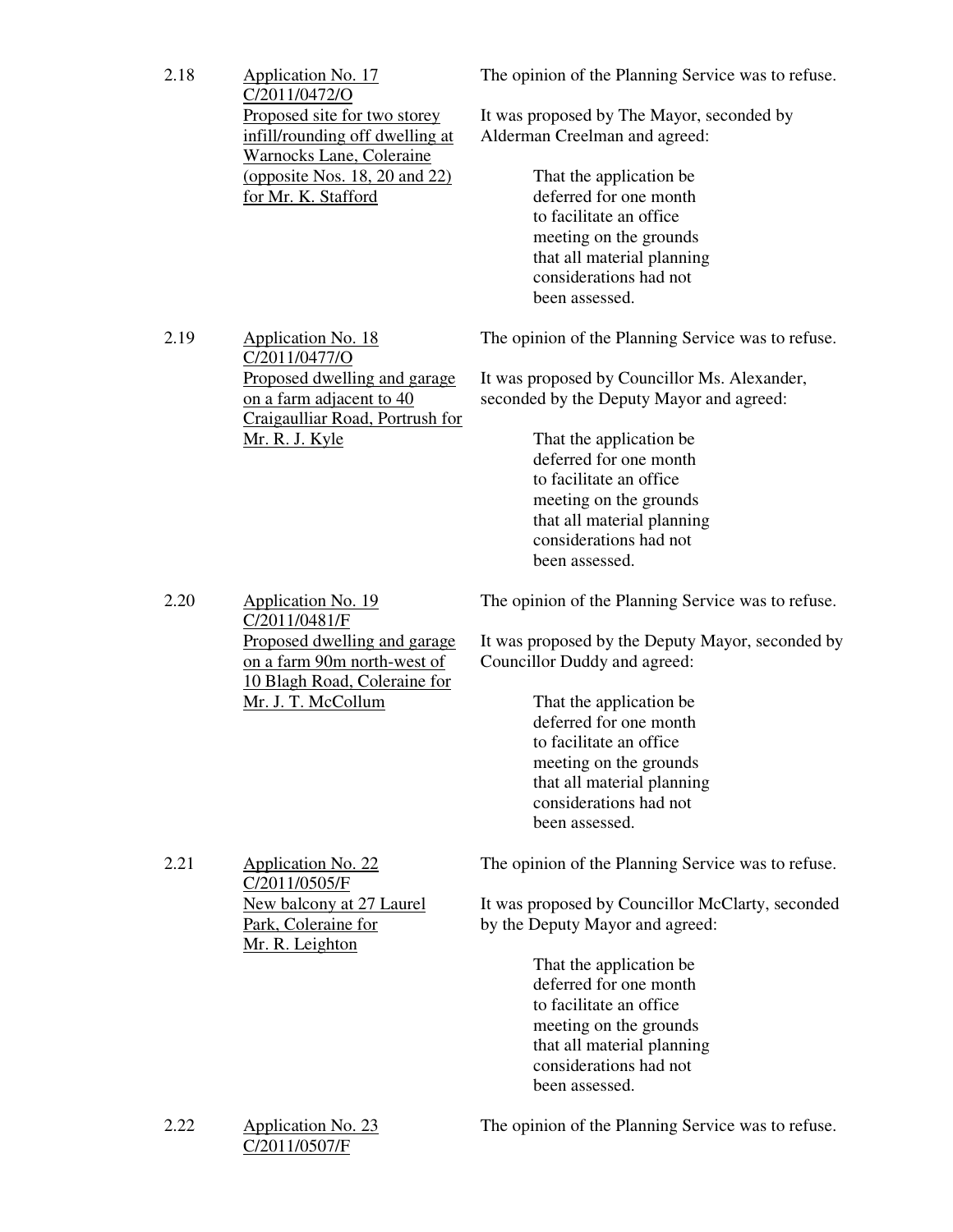2.18 <u>Application No. 17 C/2011/0472/O Proposed site for two storey infill/rounding off dwelling at Warnocks Lane, Coleraine (opposite Nos. 18, 20 and 22) for Mr. K. Stafford</u>

The opinion of the Planning Service was to refuse.

It was proposed by The Mayor, seconded by Alderman Creelman and agreed:

> That the application be deferred for one month to facilitate an office meeting on the grounds that all material planning considerations had not been assessed.

2.19 <u>Application No. 18 C/2011/0477/O Proposed dwelling and garage on a farm adjacent to 40 Craigaulliar Road, Portrush for Mr. R. J. Kyle</u>

The opinion of the Planning Service was to refuse.

It was proposed by Councillor Ms. Alexander, seconded by the Deputy Mayor and agreed:

> That the application be deferred for one month to facilitate an office meeting on the grounds that all material planning considerations had not been assessed.

2.20 <u>Application No. 19 C/2011/0481/F Proposed dwelling and garage on a farm 90m north-west of 10 Blagh Road, Coleraine for Mr. J. T. McCollum</u>

The opinion of the Planning Service was to refuse.

It was proposed by the Deputy Mayor, seconded by Councillor Duddy and agreed:

> That the application be deferred for one month to facilitate an office meeting on the grounds that all material planning considerations had not been assessed.

2.21 <u>Application No. 22 C/2011/0505/F New balcony at 27 Laurel Park, Coleraine for Mr. R. Leighton</u>

The opinion of the Planning Service was to refuse.

It was proposed by Councillor McClarty, seconded by the Deputy Mayor and agreed:

> That the application be deferred for one month to facilitate an office meeting on the grounds that all material planning considerations had not been assessed.

2.22 <u>Application No. 23 C/2011/0507/F</u>

The opinion of the Planning Service was to refuse.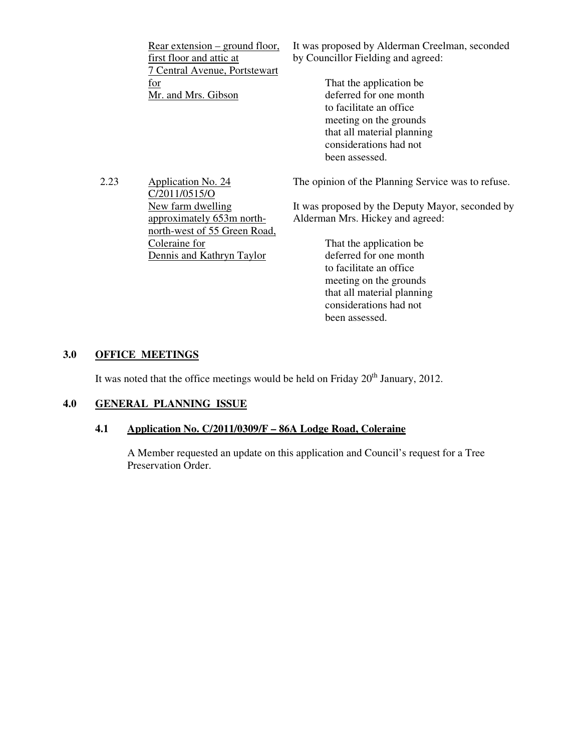| | | |
|---|---|---|
| | Rear extension – ground floor, first floor and attic at 7 Central Avenue, Portstewart for Mr. and Mrs. Gibson | It was proposed by Alderman Creelman, seconded by Councillor Fielding and agreed:<br><br>That the application be deferred for one month to facilitate an office meeting on the grounds that all material planning considerations had not been assessed. |
| 2.23 | Application No. 24 C/2011/0515/O New farm dwelling approximately 653m north-north-west of 55 Green Road, Coleraine for Dennis and Kathryn Taylor | The opinion of the Planning Service was to refuse.<br><br>It was proposed by the Deputy Mayor, seconded by Alderman Mrs. Hickey and agreed:<br><br>That the application be deferred for one month to facilitate an office meeting on the grounds that all material planning considerations had not been assessed. |

## 3.0 OFFICE MEETINGS

It was noted that the office meetings would be held on Friday 20th January, 2012.

## 4.0 GENERAL PLANNING ISSUE

### 4.1 Application No. C/2011/0309/F – 86A Lodge Road, Coleraine

A Member requested an update on this application and Council's request for a Tree Preservation Order.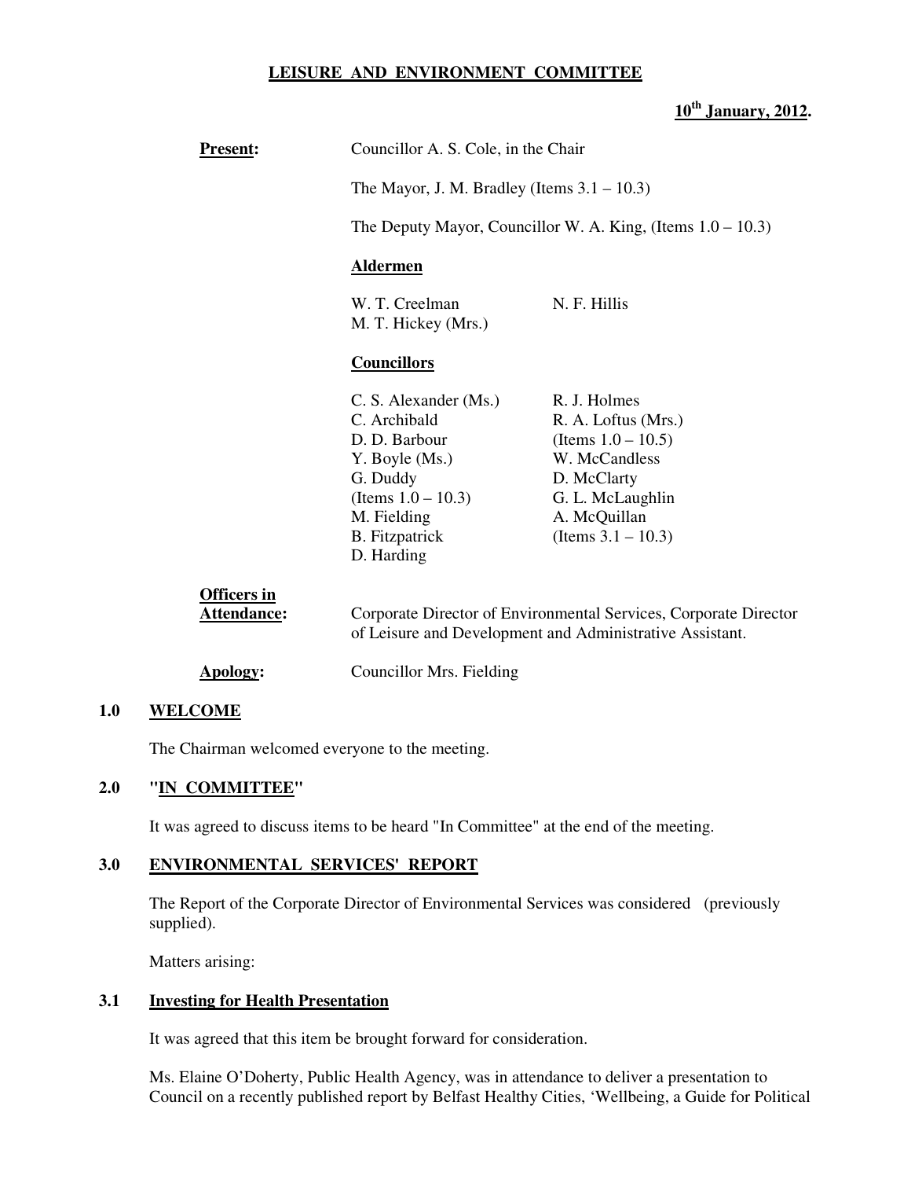# LEISURE AND ENVIRONMENT COMMITTEE

**10th January, 2012.**

**Present:** Councillor A. S. Cole, in the Chair

The Mayor, J. M. Bradley (Items 3.1 – 10.3)

The Deputy Mayor, Councillor W. A. King, (Items 1.0 – 10.3)

**Aldermen**

W. T. Creelman
M. T. Hickey (Mrs.)
N. F. Hillis

**Councillors**

C. S. Alexander (Ms.)
C. Archibald
D. D. Barbour
Y. Boyle (Ms.)
G. Duddy (Items 1.0 – 10.3)
M. Fielding
B. Fitzpatrick
D. Harding
R. J. Holmes
R. A. Loftus (Mrs.) (Items 1.0 – 10.5)
W. McCandless
D. McClarty
G. L. McLaughlin
A. McQuillan (Items 3.1 – 10.3)

**Officers in Attendance:** Corporate Director of Environmental Services, Corporate Director of Leisure and Development and Administrative Assistant.

**Apology:** Councillor Mrs. Fielding

## 1.0 WELCOME

The Chairman welcomed everyone to the meeting.

## 2.0 "IN COMMITTEE"

It was agreed to discuss items to be heard "In Committee" at the end of the meeting.

## 3.0 ENVIRONMENTAL SERVICES' REPORT

The Report of the Corporate Director of Environmental Services was considered (previously supplied).

Matters arising:

### 3.1 Investing for Health Presentation

It was agreed that this item be brought forward for consideration.

Ms. Elaine O'Doherty, Public Health Agency, was in attendance to deliver a presentation to Council on a recently published report by Belfast Healthy Cities, 'Wellbeing, a Guide for Political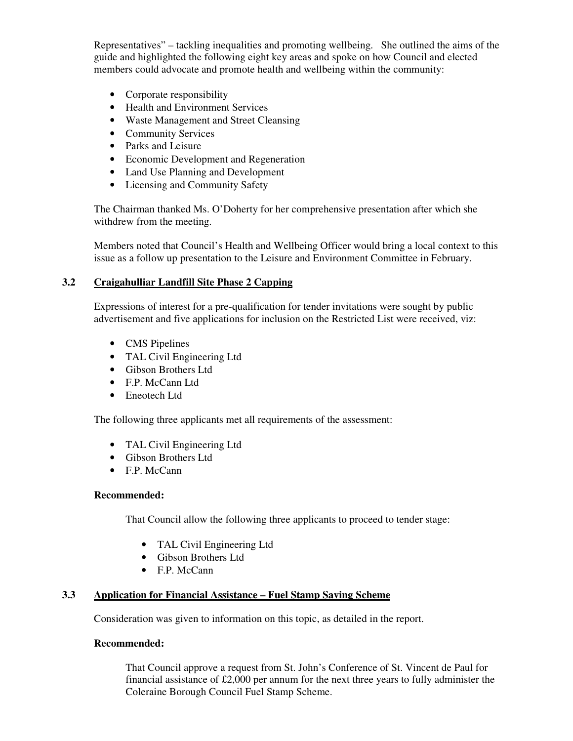Representatives" – tackling inequalities and promoting wellbeing. She outlined the aims of the guide and highlighted the following eight key areas and spoke on how Council and elected members could advocate and promote health and wellbeing within the community:

- Corporate responsibility
- Health and Environment Services
- Waste Management and Street Cleansing
- Community Services
- Parks and Leisure
- Economic Development and Regeneration
- Land Use Planning and Development
- Licensing and Community Safety

The Chairman thanked Ms. O'Doherty for her comprehensive presentation after which she withdrew from the meeting.

Members noted that Council's Health and Wellbeing Officer would bring a local context to this issue as a follow up presentation to the Leisure and Environment Committee in February.

### 3.2 Craigahulliar Landfill Site Phase 2 Capping

Expressions of interest for a pre-qualification for tender invitations were sought by public advertisement and five applications for inclusion on the Restricted List were received, viz:

- CMS Pipelines
- TAL Civil Engineering Ltd
- Gibson Brothers Ltd
- F.P. McCann Ltd
- Eneotech Ltd

The following three applicants met all requirements of the assessment:

- TAL Civil Engineering Ltd
- Gibson Brothers Ltd
- F.P. McCann

**Recommended:**

That Council allow the following three applicants to proceed to tender stage:

- TAL Civil Engineering Ltd
- Gibson Brothers Ltd
- F.P. McCann

### 3.3 Application for Financial Assistance – Fuel Stamp Saving Scheme

Consideration was given to information on this topic, as detailed in the report.

**Recommended:**

That Council approve a request from St. John's Conference of St. Vincent de Paul for financial assistance of £2,000 per annum for the next three years to fully administer the Coleraine Borough Council Fuel Stamp Scheme.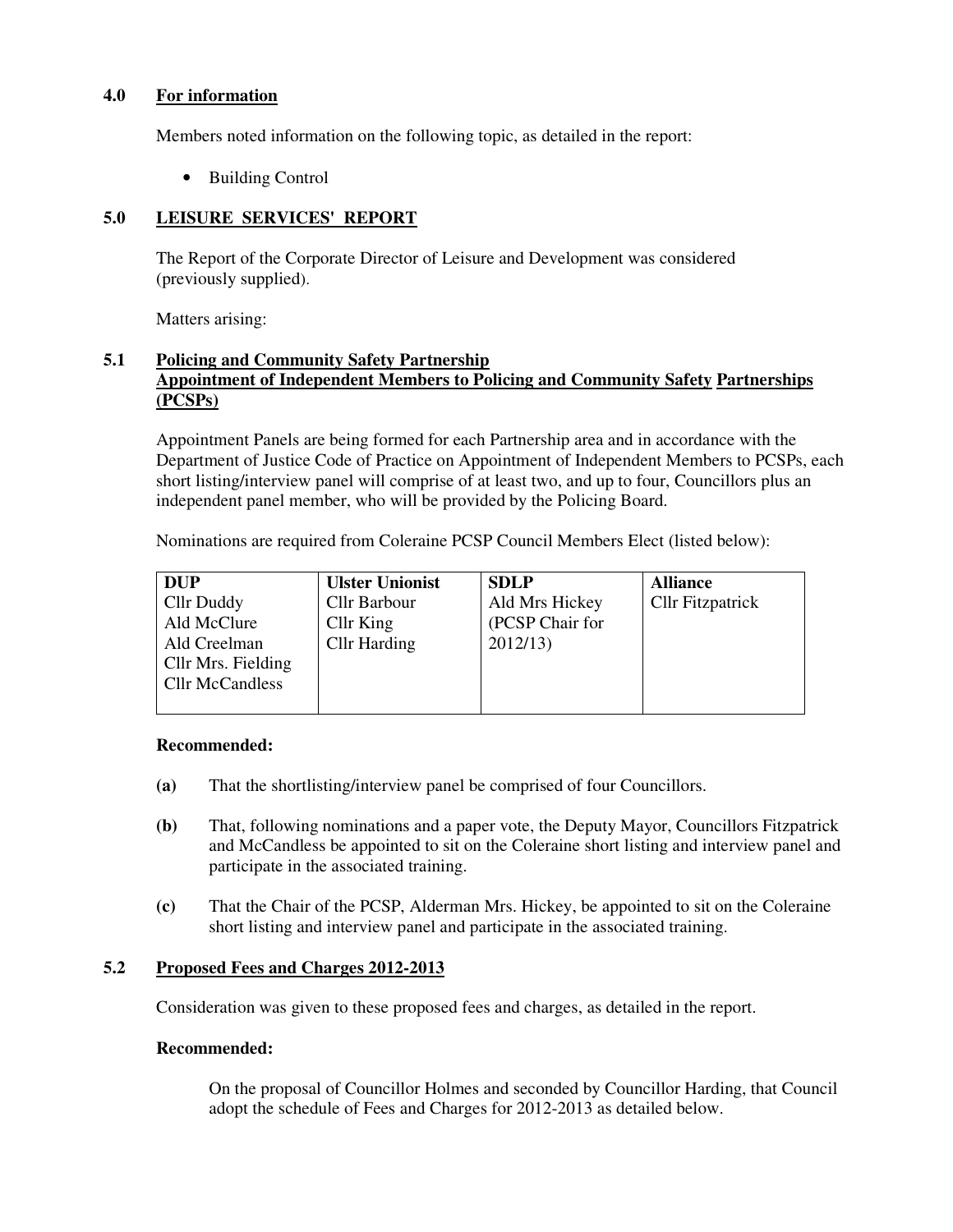## 4.0 For information

Members noted information on the following topic, as detailed in the report:

- Building Control

## 5.0 LEISURE SERVICES' REPORT

The Report of the Corporate Director of Leisure and Development was considered (previously supplied).

Matters arising:

### 5.1 Policing and Community Safety Partnership
### Appointment of Independent Members to Policing and Community Safety Partnerships (PCSPs)

Appointment Panels are being formed for each Partnership area and in accordance with the Department of Justice Code of Practice on Appointment of Independent Members to PCSPs, each short listing/interview panel will comprise of at least two, and up to four, Councillors plus an independent panel member, who will be provided by the Policing Board.

Nominations are required from Coleraine PCSP Council Members Elect (listed below):

| DUP | Ulster Unionist | SDLP | Alliance |
|---|---|---|---|
| Cllr Duddy<br>Ald McClure<br>Ald Creelman<br>Cllr Mrs. Fielding<br>Cllr McCandless | Cllr Barbour<br>Cllr King<br>Cllr Harding | Ald Mrs Hickey<br>(PCSP Chair for 2012/13) | Cllr Fitzpatrick |

**Recommended:**

**(a)** That the shortlisting/interview panel be comprised of four Councillors.

**(b)** That, following nominations and a paper vote, the Deputy Mayor, Councillors Fitzpatrick and McCandless be appointed to sit on the Coleraine short listing and interview panel and participate in the associated training.

**(c)** That the Chair of the PCSP, Alderman Mrs. Hickey, be appointed to sit on the Coleraine short listing and interview panel and participate in the associated training.

### 5.2 Proposed Fees and Charges 2012-2013

Consideration was given to these proposed fees and charges, as detailed in the report.

**Recommended:**

On the proposal of Councillor Holmes and seconded by Councillor Harding, that Council adopt the schedule of Fees and Charges for 2012-2013 as detailed below.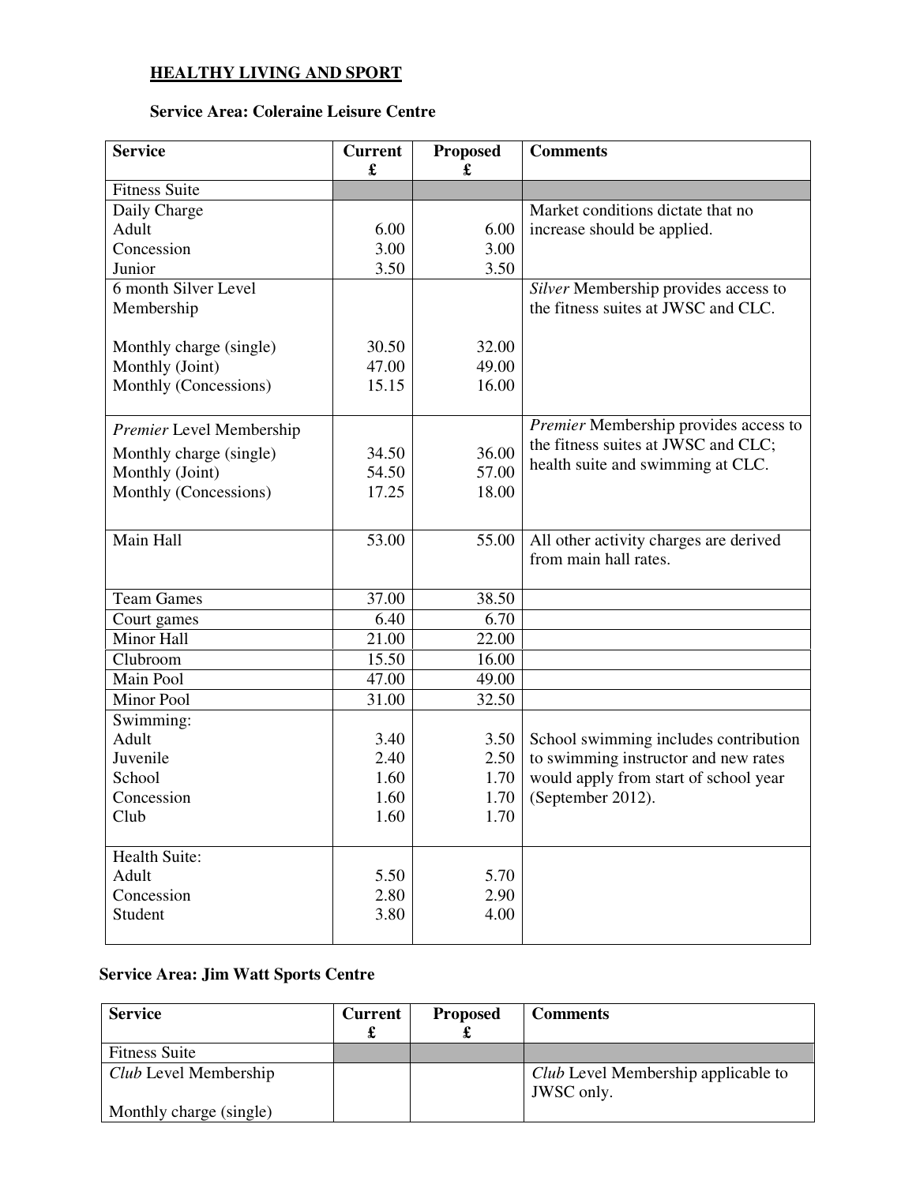## HEALTHY LIVING AND SPORT

### Service Area: Coleraine Leisure Centre

| Service | Current £ | Proposed £ | Comments |
|---|---|---|---|
| Fitness Suite | | | |
| Daily Charge<br>Adult<br>Concession<br>Junior | <br>6.00<br>3.00<br>3.50 | <br>6.00<br>3.00<br>3.50 | Market conditions dictate that no increase should be applied. |
| 6 month Silver Level Membership<br><br>Monthly charge (single)<br>Monthly (Joint)<br>Monthly (Concessions) | <br><br>30.50<br>47.00<br>15.15 | <br><br>32.00<br>49.00<br>16.00 | *Silver* Membership provides access to the fitness suites at JWSC and CLC. |
| *Premier* Level Membership<br>Monthly charge (single)<br>Monthly (Joint)<br>Monthly (Concessions) | <br>34.50<br>54.50<br>17.25 | <br>36.00<br>57.00<br>18.00 | *Premier* Membership provides access to the fitness suites at JWSC and CLC; health suite and swimming at CLC. |
| Main Hall | 53.00 | 55.00 | All other activity charges are derived from main hall rates. |
| Team Games | 37.00 | 38.50 | |
| Court games | 6.40 | 6.70 | |
| Minor Hall | 21.00 | 22.00 | |
| Clubroom | 15.50 | 16.00 | |
| Main Pool | 47.00 | 49.00 | |
| Minor Pool | 31.00 | 32.50 | |
| Swimming:<br>Adult<br>Juvenile<br>School<br>Concession<br>Club | <br>3.40<br>2.40<br>1.60<br>1.60<br>1.60 | <br>3.50<br>2.50<br>1.70<br>1.70<br>1.70 | School swimming includes contribution to swimming instructor and new rates would apply from start of school year (September 2012). |
| Health Suite:<br>Adult<br>Concession<br>Student | <br>5.50<br>2.80<br>3.80 | <br>5.70<br>2.90<br>4.00 | |

### Service Area: Jim Watt Sports Centre

| Service | Current £ | Proposed £ | Comments |
|---|---|---|---|
| Fitness Suite | | | |
| *Club* Level Membership<br><br>Monthly charge (single) | | | *Club* Level Membership applicable to JWSC only. |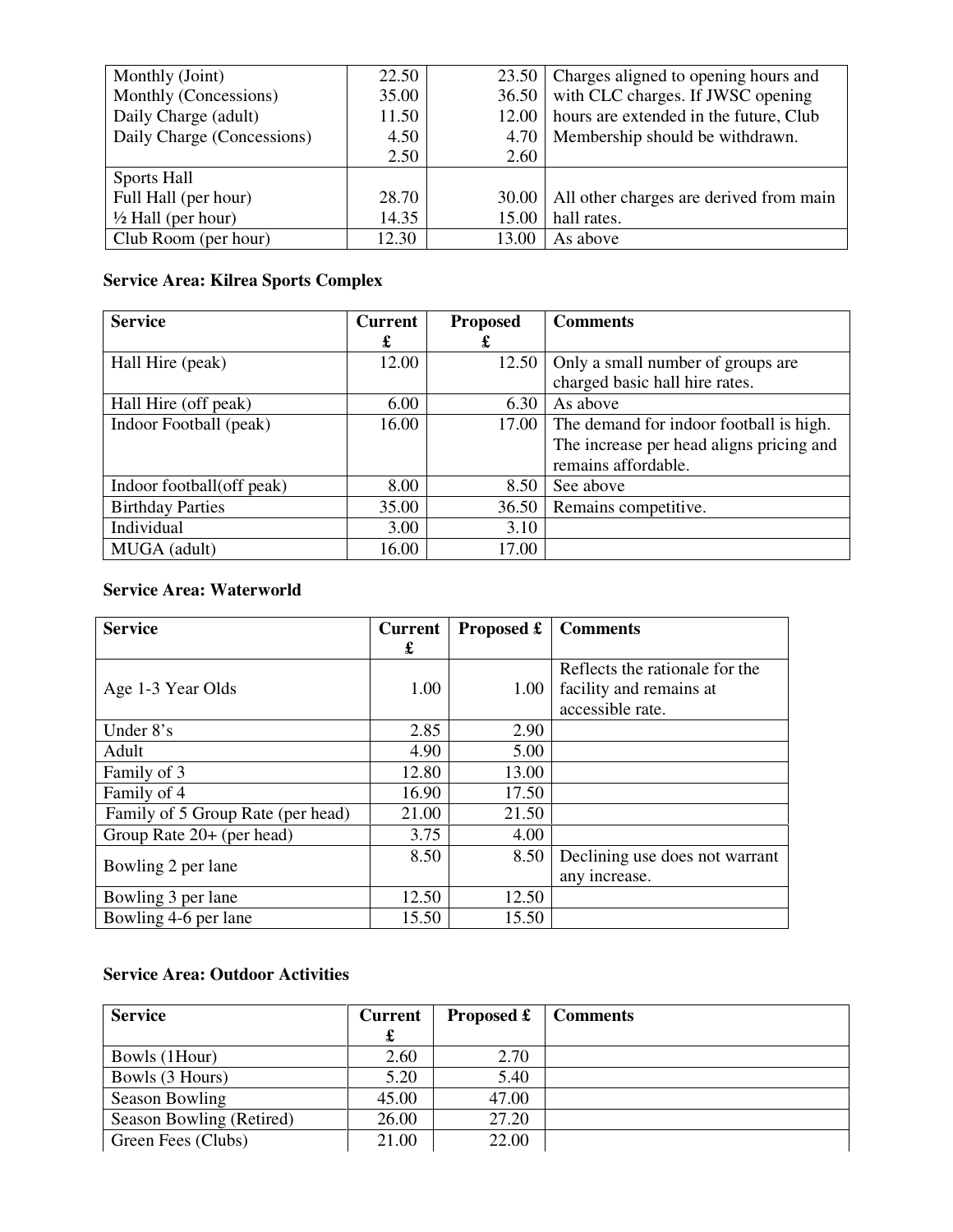| | | | |
|---|---|---|---|
| Monthly (Joint)<br>Monthly (Concessions)<br>Daily Charge (adult)<br>Daily Charge (Concessions) | 22.50<br>35.00<br>11.50<br>4.50<br>2.50 | 23.50<br>36.50<br>12.00<br>4.70<br>2.60 | Charges aligned to opening hours and with CLC charges. If JWSC opening hours are extended in the future, Club Membership should be withdrawn. |
| Sports Hall<br>Full Hall (per hour)<br>½ Hall (per hour) | <br>28.70<br>14.35 | <br>30.00<br>15.00 | All other charges are derived from main hall rates. |
| Club Room (per hour) | 12.30 | 13.00 | As above |

**Service Area: Kilrea Sports Complex**

| Service | Current £ | Proposed £ | Comments |
|---|---|---|---|
| Hall Hire (peak) | 12.00 | 12.50 | Only a small number of groups are charged basic hall hire rates. |
| Hall Hire (off peak) | 6.00 | 6.30 | As above |
| Indoor Football (peak) | 16.00 | 17.00 | The demand for indoor football is high. The increase per head aligns pricing and remains affordable. |
| Indoor football(off peak) | 8.00 | 8.50 | See above |
| Birthday Parties | 35.00 | 36.50 | Remains competitive. |
| Individual | 3.00 | 3.10 | |
| MUGA (adult) | 16.00 | 17.00 | |

**Service Area: Waterworld**

| Service | Current £ | Proposed £ | Comments |
|---|---|---|---|
| Age 1-3 Year Olds | 1.00 | 1.00 | Reflects the rationale for the facility and remains at accessible rate. |
| Under 8's | 2.85 | 2.90 | |
| Adult | 4.90 | 5.00 | |
| Family of 3 | 12.80 | 13.00 | |
| Family of 4 | 16.90 | 17.50 | |
| Family of 5 Group Rate (per head) | 21.00 | 21.50 | |
| Group Rate 20+ (per head) | 3.75 | 4.00 | |
| Bowling 2 per lane | 8.50 | 8.50 | Declining use does not warrant any increase. |
| Bowling 3 per lane | 12.50 | 12.50 | |
| Bowling 4-6 per lane | 15.50 | 15.50 | |

**Service Area: Outdoor Activities**

| Service | Current £ | Proposed £ | Comments |
|---|---|---|---|
| Bowls (1Hour) | 2.60 | 2.70 | |
| Bowls (3 Hours) | 5.20 | 5.40 | |
| Season Bowling | 45.00 | 47.00 | |
| Season Bowling (Retired) | 26.00 | 27.20 | |
| Green Fees (Clubs) | 21.00 | 22.00 | |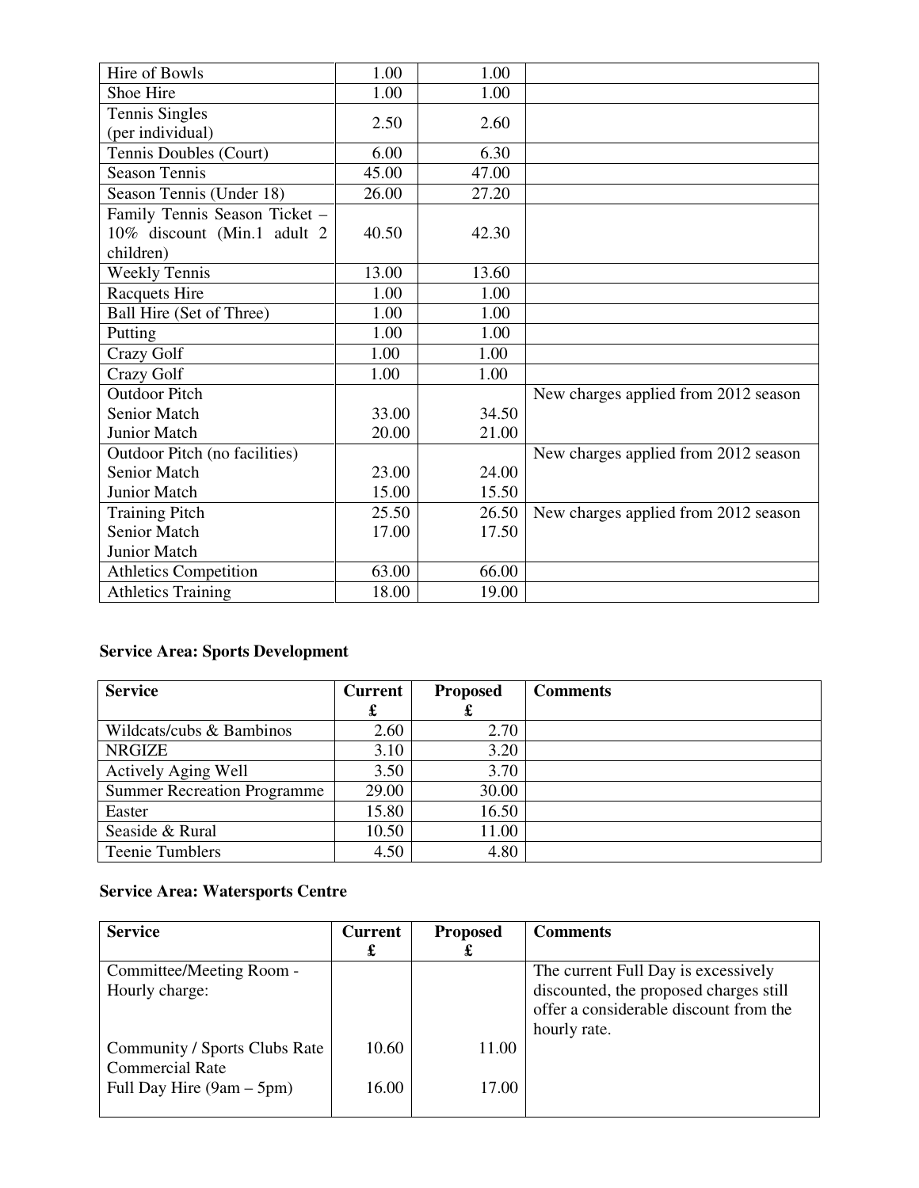| | | | |
|---|---|---|---|
| Hire of Bowls | 1.00 | 1.00 | |
| Shoe Hire | 1.00 | 1.00 | |
| Tennis Singles (per individual) | 2.50 | 2.60 | |
| Tennis Doubles (Court) | 6.00 | 6.30 | |
| Season Tennis | 45.00 | 47.00 | |
| Season Tennis (Under 18) | 26.00 | 27.20 | |
| Family Tennis Season Ticket – 10% discount (Min.1 adult 2 children) | 40.50 | 42.30 | |
| Weekly Tennis | 13.00 | 13.60 | |
| Racquets Hire | 1.00 | 1.00 | |
| Ball Hire (Set of Three) | 1.00 | 1.00 | |
| Putting | 1.00 | 1.00 | |
| Crazy Golf | 1.00 | 1.00 | |
| Crazy Golf | 1.00 | 1.00 | |
| Outdoor Pitch<br>Senior Match<br>Junior Match | <br>33.00<br>20.00 | <br>34.50<br>21.00 | New charges applied from 2012 season |
| Outdoor Pitch (no facilities)<br>Senior Match<br>Junior Match | <br>23.00<br>15.00 | <br>24.00<br>15.50 | New charges applied from 2012 season |
| Training Pitch<br>Senior Match<br>Junior Match | 25.50<br>17.00 | 26.50<br>17.50 | New charges applied from 2012 season |
| Athletics Competition | 63.00 | 66.00 | |
| Athletics Training | 18.00 | 19.00 | |

**Service Area: Sports Development**

| Service | Current £ | Proposed £ | Comments |
|---|---|---|---|
| Wildcats/cubs & Bambinos | 2.60 | 2.70 | |
| NRGIZE | 3.10 | 3.20 | |
| Actively Aging Well | 3.50 | 3.70 | |
| Summer Recreation Programme | 29.00 | 30.00 | |
| Easter | 15.80 | 16.50 | |
| Seaside & Rural | 10.50 | 11.00 | |
| Teenie Tumblers | 4.50 | 4.80 | |

**Service Area: Watersports Centre**

| Service | Current £ | Proposed £ | Comments |
|---|---|---|---|
| Committee/Meeting Room - Hourly charge:<br><br>Community / Sports Clubs Rate<br>Commercial Rate<br>Full Day Hire (9am – 5pm) | <br><br>10.60<br><br>16.00 | <br><br>11.00<br><br>17.00 | The current Full Day is excessively discounted, the proposed charges still offer a considerable discount from the hourly rate. |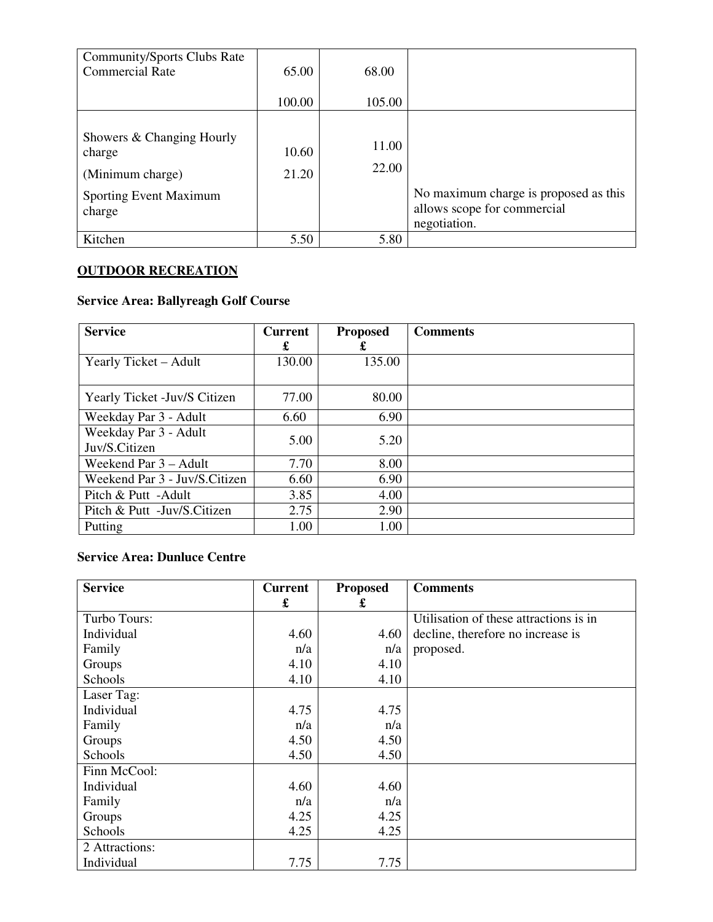| | | | |
|---|---|---|---|
| Community/Sports Clubs Rate<br>Commercial Rate | 65.00<br><br>100.00 | 68.00<br><br>105.00 | |
| Showers & Changing Hourly charge<br>(Minimum charge)<br>Sporting Event Maximum charge | 10.60<br>21.20 | 11.00<br>22.00 | No maximum charge is proposed as this allows scope for commercial negotiation. |
| Kitchen | 5.50 | 5.80 | |

**OUTDOOR RECREATION**

**Service Area: Ballyreagh Golf Course**

| Service | Current £ | Proposed £ | Comments |
|---|---|---|---|
| Yearly Ticket – Adult | 130.00 | 135.00 | |
| Yearly Ticket -Juv/S Citizen | 77.00 | 80.00 | |
| Weekday Par 3 - Adult | 6.60 | 6.90 | |
| Weekday Par 3 - Adult Juv/S.Citizen | 5.00 | 5.20 | |
| Weekend Par 3 – Adult | 7.70 | 8.00 | |
| Weekend Par 3 - Juv/S.Citizen | 6.60 | 6.90 | |
| Pitch & Putt -Adult | 3.85 | 4.00 | |
| Pitch & Putt -Juv/S.Citizen | 2.75 | 2.90 | |
| Putting | 1.00 | 1.00 | |

**Service Area: Dunluce Centre**

| Service | Current £ | Proposed £ | Comments |
|---|---|---|---|
| Turbo Tours:<br>Individual<br>Family<br>Groups<br>Schools | <br>4.60<br>n/a<br>4.10<br>4.10 | <br>4.60<br>n/a<br>4.10<br>4.10 | Utilisation of these attractions is in decline, therefore no increase is proposed. |
| Laser Tag:<br>Individual<br>Family<br>Groups<br>Schools | <br>4.75<br>n/a<br>4.50<br>4.50 | <br>4.75<br>n/a<br>4.50<br>4.50 | |
| Finn McCool:<br>Individual<br>Family<br>Groups<br>Schools | <br>4.60<br>n/a<br>4.25<br>4.25 | <br>4.60<br>n/a<br>4.25<br>4.25 | |
| 2 Attractions:<br>Individual | <br>7.75 | <br>7.75 | |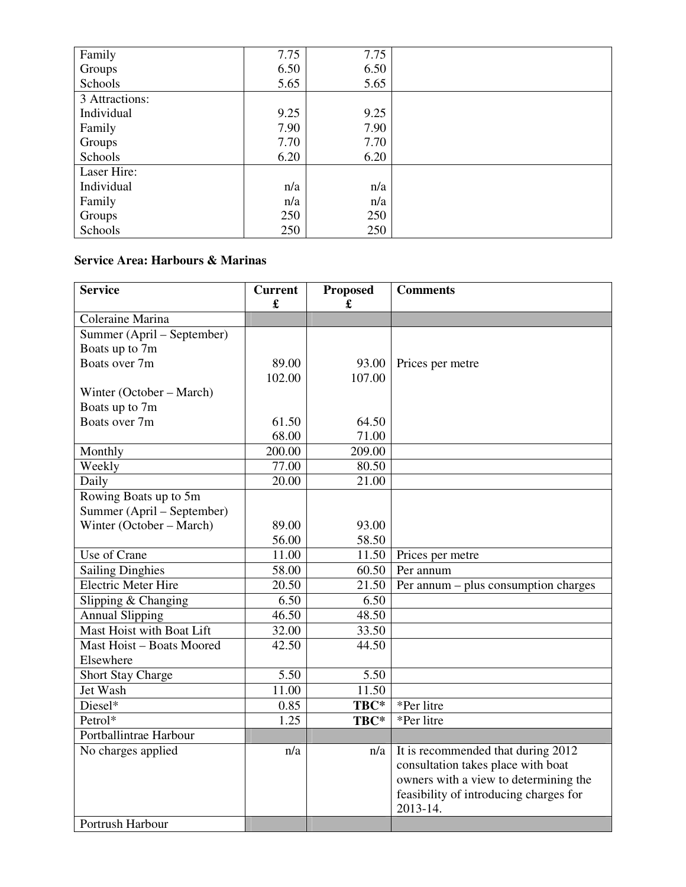| | | | |
|---|---|---|---|
| Family | 7.75 | 7.75 | |
| Groups | 6.50 | 6.50 | |
| Schools | 5.65 | 5.65 | |
| 3 Attractions: | | | |
| Individual | 9.25 | 9.25 | |
| Family | 7.90 | 7.90 | |
| Groups | 7.70 | 7.70 | |
| Schools | 6.20 | 6.20 | |
| Laser Hire: | | | |
| Individual | n/a | n/a | |
| Family | n/a | n/a | |
| Groups | 250 | 250 | |
| Schools | 250 | 250 | |

**Service Area: Harbours & Marinas**

| Service | Current £ | Proposed £ | Comments |
|---|---|---|---|
| Coleraine Marina | | | |
| Summer (April – September) | | | |
| Boats up to 7m | 89.00 | 93.00 | Prices per metre |
| Boats over 7m | 102.00 | 107.00 | |
| Winter (October – March) | | | |
| Boats up to 7m | 61.50 | 64.50 | |
| Boats over 7m | 68.00 | 71.00 | |
| Monthly | 200.00 | 209.00 | |
| Weekly | 77.00 | 80.50 | |
| Daily | 20.00 | 21.00 | |
| Rowing Boats up to 5m | | | |
| Summer (April – September) | 89.00 | 93.00 | |
| Winter (October – March) | 56.00 | 58.50 | |
| Use of Crane | 11.00 | 11.50 | Prices per metre |
| Sailing Dinghies | 58.00 | 60.50 | Per annum |
| Electric Meter Hire | 20.50 | 21.50 | Per annum – plus consumption charges |
| Slipping & Changing | 6.50 | 6.50 | |
| Annual Slipping | 46.50 | 48.50 | |
| Mast Hoist with Boat Lift | 32.00 | 33.50 | |
| Mast Hoist – Boats Moored Elsewhere | 42.50 | 44.50 | |
| Short Stay Charge | 5.50 | 5.50 | |
| Jet Wash | 11.00 | 11.50 | |
| Diesel* | 0.85 | **TBC*** | *Per litre |
| Petrol* | 1.25 | **TBC*** | *Per litre |
| Portballintrae Harbour | | | |
| No charges applied | n/a | n/a | It is recommended that during 2012 consultation takes place with boat owners with a view to determining the feasibility of introducing charges for 2013-14. |
| Portrush Harbour | | | |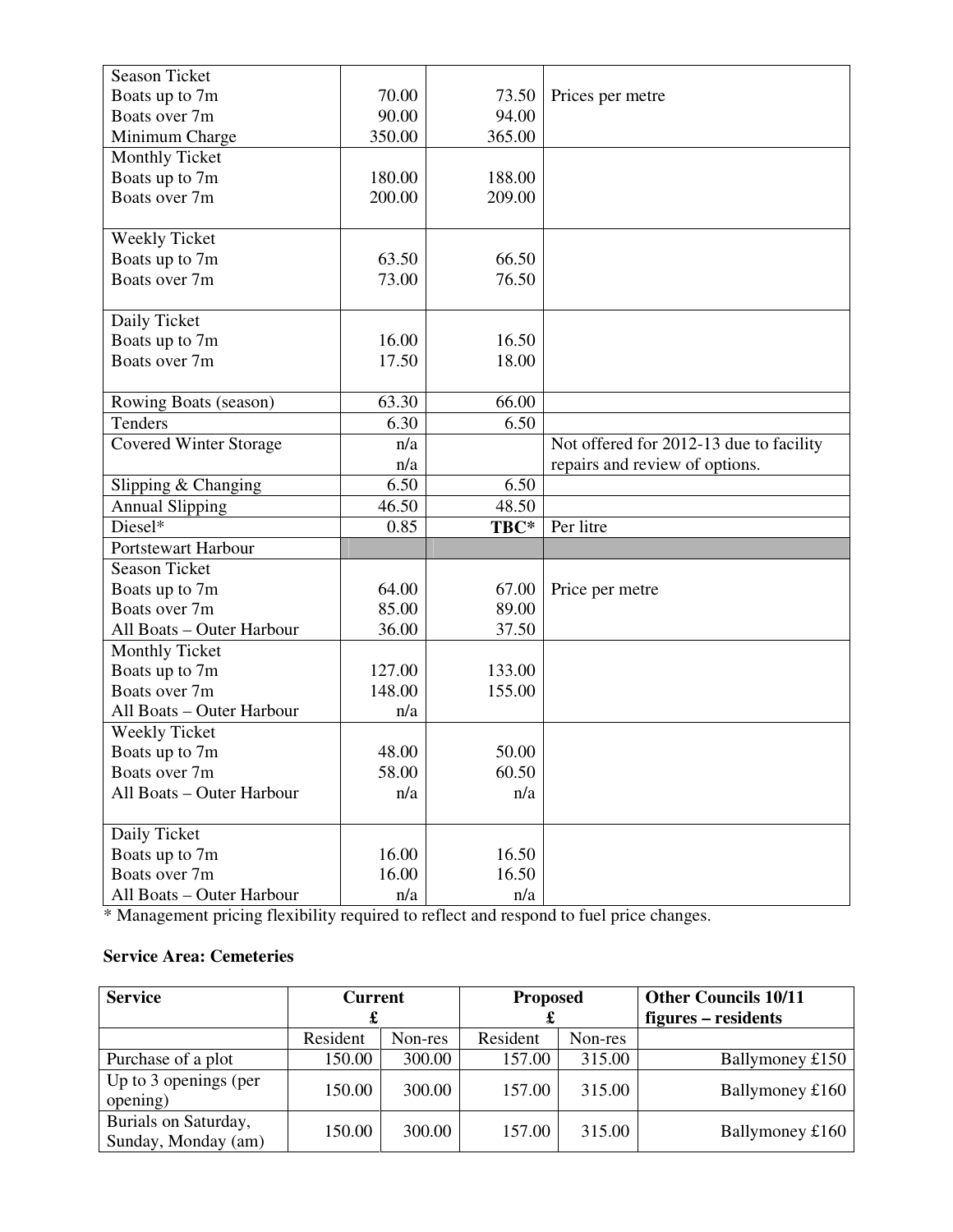| | | | |
|---|---|---|---|
| Season Ticket | | | |
| Boats up to 7m | 70.00 | 73.50 | Prices per metre |
| Boats over 7m | 90.00 | 94.00 | |
| Minimum Charge | 350.00 | 365.00 | |
| Monthly Ticket | | | |
| Boats up to 7m | 180.00 | 188.00 | |
| Boats over 7m | 200.00 | 209.00 | |
| Weekly Ticket | | | |
| Boats up to 7m | 63.50 | 66.50 | |
| Boats over 7m | 73.00 | 76.50 | |
| Daily Ticket | | | |
| Boats up to 7m | 16.00 | 16.50 | |
| Boats over 7m | 17.50 | 18.00 | |
| Rowing Boats (season) | 63.30 | 66.00 | |
| Tenders | 6.30 | 6.50 | |
| Covered Winter Storage | n/a<br>n/a | | Not offered for 2012-13 due to facility repairs and review of options. |
| Slipping & Changing | 6.50 | 6.50 | |
| Annual Slipping | 46.50 | 48.50 | |
| Diesel* | 0.85 | **TBC*** | Per litre |
| Portstewart Harbour | | | |
| Season Ticket | | | |
| Boats up to 7m | 64.00 | 67.00 | Price per metre |
| Boats over 7m | 85.00 | 89.00 | |
| All Boats – Outer Harbour | 36.00 | 37.50 | |
| Monthly Ticket | | | |
| Boats up to 7m | 127.00 | 133.00 | |
| Boats over 7m | 148.00 | 155.00 | |
| All Boats – Outer Harbour | n/a | | |
| Weekly Ticket | | | |
| Boats up to 7m | 48.00 | 50.00 | |
| Boats over 7m | 58.00 | 60.50 | |
| All Boats – Outer Harbour | n/a | n/a | |
| Daily Ticket | | | |
| Boats up to 7m | 16.00 | 16.50 | |
| Boats over 7m | 16.00 | 16.50 | |
| All Boats – Outer Harbour | n/a | n/a | |

* Management pricing flexibility required to reflect and respond to fuel price changes.

**Service Area: Cemeteries**

| **Service** | **Current £** | | **Proposed £** | | **Other Councils 10/11 figures – residents** |
|---|---|---|---|---|---|
| | Resident | Non-res | Resident | Non-res | |
| Purchase of a plot | 150.00 | 300.00 | 157.00 | 315.00 | Ballymoney £150 |
| Up to 3 openings (per opening) | 150.00 | 300.00 | 157.00 | 315.00 | Ballymoney £160 |
| Burials on Saturday, Sunday, Monday (am) | 150.00 | 300.00 | 157.00 | 315.00 | Ballymoney £160 |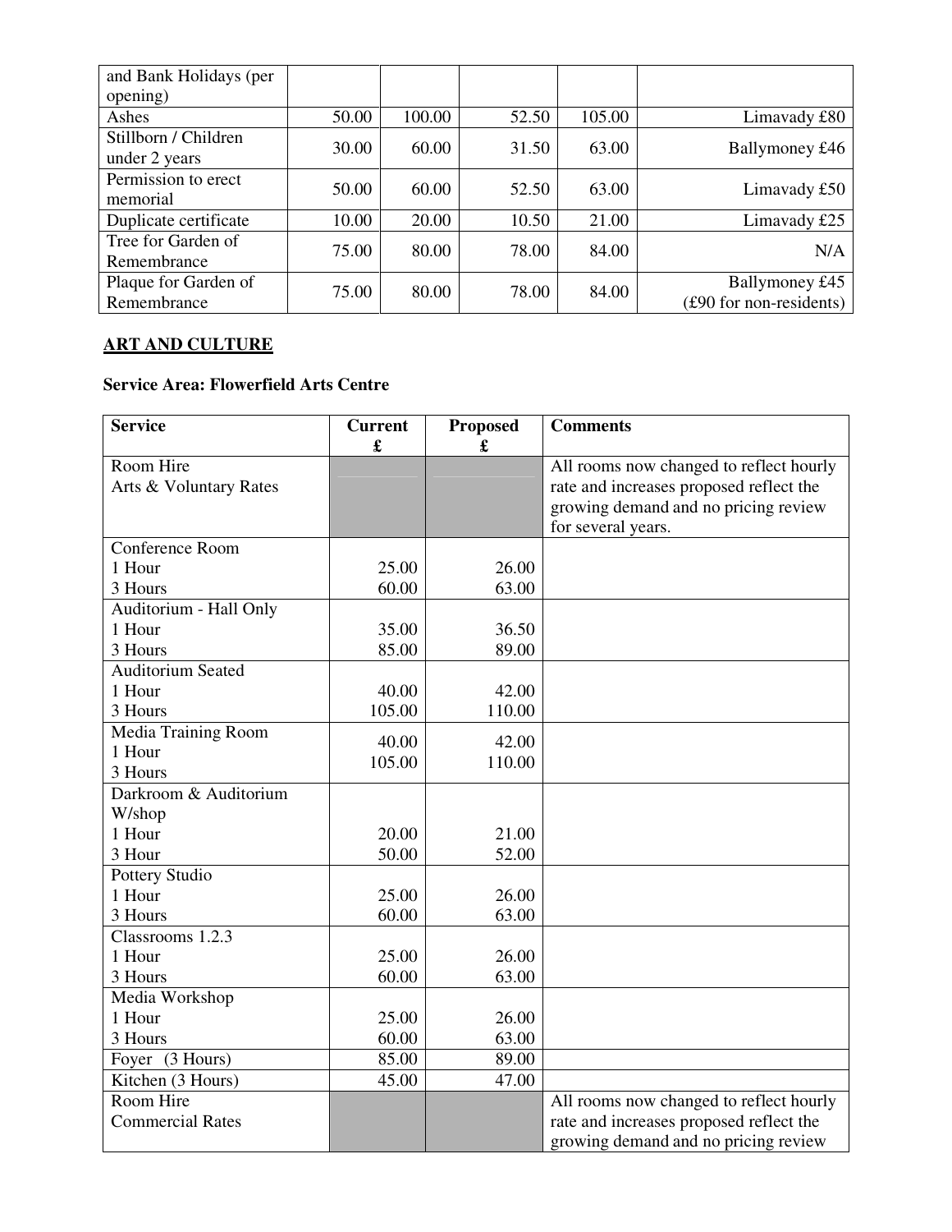| | | | | | |
|---|---|---|---|---|---|
| and Bank Holidays (per opening) | | | | | |
| Ashes | 50.00 | 100.00 | 52.50 | 105.00 | Limavady £80 |
| Stillborn / Children under 2 years | 30.00 | 60.00 | 31.50 | 63.00 | Ballymoney £46 |
| Permission to erect memorial | 50.00 | 60.00 | 52.50 | 63.00 | Limavady £50 |
| Duplicate certificate | 10.00 | 20.00 | 10.50 | 21.00 | Limavady £25 |
| Tree for Garden of Remembrance | 75.00 | 80.00 | 78.00 | 84.00 | N/A |
| Plaque for Garden of Remembrance | 75.00 | 80.00 | 78.00 | 84.00 | Ballymoney £45 (£90 for non-residents) |

## ART AND CULTURE

**Service Area: Flowerfield Arts Centre**

| Service | Current £ | Proposed £ | Comments |
|---|---|---|---|
| Room Hire<br>Arts & Voluntary Rates | | | All rooms now changed to reflect hourly rate and increases proposed reflect the growing demand and no pricing review for several years. |
| Conference Room<br>1 Hour<br>3 Hours | <br>25.00<br>60.00 | <br>26.00<br>63.00 | |
| Auditorium - Hall Only<br>1 Hour<br>3 Hours | <br>35.00<br>85.00 | <br>36.50<br>89.00 | |
| Auditorium Seated<br>1 Hour<br>3 Hours | <br>40.00<br>105.00 | <br>42.00<br>110.00 | |
| Media Training Room<br>1 Hour<br>3 Hours | 40.00<br>105.00 | 42.00<br>110.00 | |
| Darkroom & Auditorium W/shop<br>1 Hour<br>3 Hour | <br>20.00<br>50.00 | <br>21.00<br>52.00 | |
| Pottery Studio<br>1 Hour<br>3 Hours | <br>25.00<br>60.00 | <br>26.00<br>63.00 | |
| Classrooms 1.2.3<br>1 Hour<br>3 Hours | <br>25.00<br>60.00 | <br>26.00<br>63.00 | |
| Media Workshop<br>1 Hour<br>3 Hours | <br>25.00<br>60.00 | <br>26.00<br>63.00 | |
| Foyer (3 Hours) | 85.00 | 89.00 | |
| Kitchen (3 Hours) | 45.00 | 47.00 | |
| Room Hire<br>Commercial Rates | | | All rooms now changed to reflect hourly rate and increases proposed reflect the growing demand and no pricing review |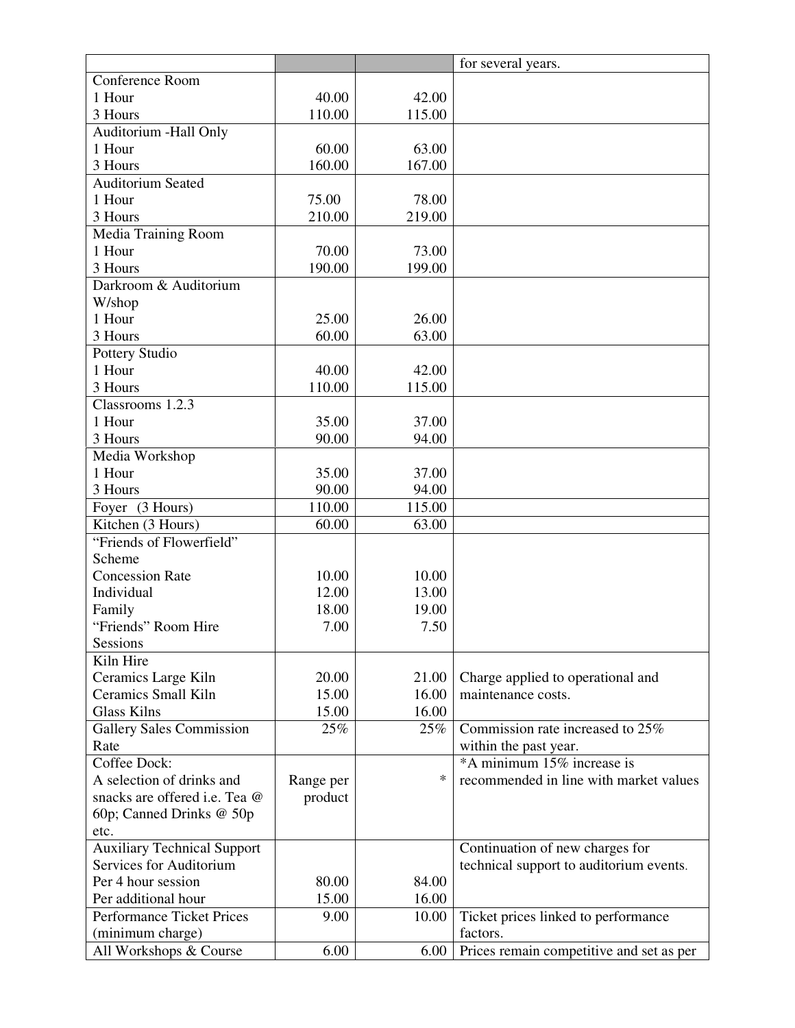| | | | |
|---|---|---|---|
| | | | for several years. |
| Conference Room<br>1 Hour<br>3 Hours | <br>40.00<br>110.00 | <br>42.00<br>115.00 | |
| Auditorium -Hall Only<br>1 Hour<br>3 Hours | <br>60.00<br>160.00 | <br>63.00<br>167.00 | |
| Auditorium Seated<br>1 Hour<br>3 Hours | <br>75.00<br>210.00 | <br>78.00<br>219.00 | |
| Media Training Room<br>1 Hour<br>3 Hours | <br>70.00<br>190.00 | <br>73.00<br>199.00 | |
| Darkroom & Auditorium W/shop<br>1 Hour<br>3 Hours | <br>25.00<br>60.00 | <br>26.00<br>63.00 | |
| Pottery Studio<br>1 Hour<br>3 Hours | <br>40.00<br>110.00 | <br>42.00<br>115.00 | |
| Classrooms 1.2.3<br>1 Hour<br>3 Hours | <br>35.00<br>90.00 | <br>37.00<br>94.00 | |
| Media Workshop<br>1 Hour<br>3 Hours | <br>35.00<br>90.00 | <br>37.00<br>94.00 | |
| Foyer (3 Hours) | 110.00 | 115.00 | |
| Kitchen (3 Hours) | 60.00 | 63.00 | |
| "Friends of Flowerfield" Scheme<br>Concession Rate<br>Individual<br>Family<br>"Friends" Room Hire Sessions | <br><br>10.00<br>12.00<br>18.00<br>7.00 | <br><br>10.00<br>13.00<br>19.00<br>7.50 | |
| Kiln Hire<br>Ceramics Large Kiln<br>Ceramics Small Kiln<br>Glass Kilns | <br>20.00<br>15.00<br>15.00 | <br>21.00<br>16.00<br>16.00 | Charge applied to operational and maintenance costs. |
| Gallery Sales Commission Rate | 25% | 25% | Commission rate increased to 25% within the past year. |
| Coffee Dock:<br>A selection of drinks and snacks are offered i.e. Tea @ 60p; Canned Drinks @ 50p etc. | Range per product | * | *A minimum 15% increase is recommended in line with market values |
| Auxiliary Technical Support Services for Auditorium<br>Per 4 hour session<br>Per additional hour | <br><br>80.00<br>15.00 | <br><br>84.00<br>16.00 | Continuation of new charges for technical support to auditorium events. |
| Performance Ticket Prices (minimum charge) | 9.00 | 10.00 | Ticket prices linked to performance factors. |
| All Workshops & Course | 6.00 | 6.00 | Prices remain competitive and set as per |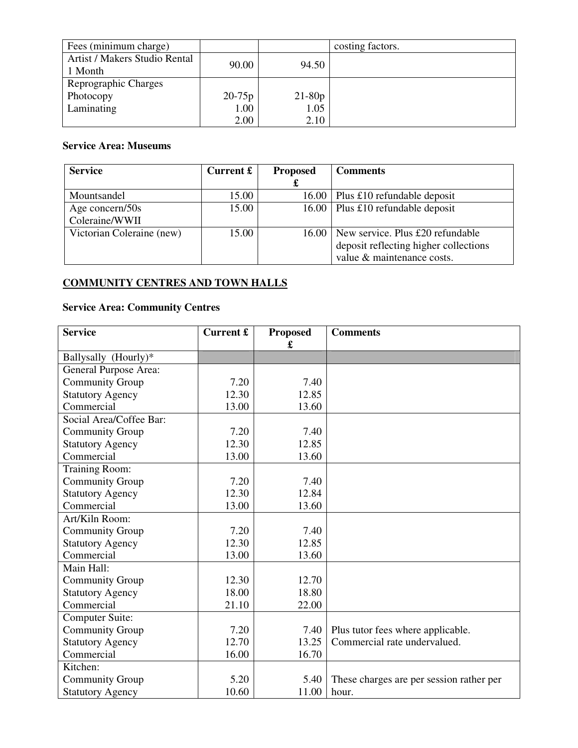| Fees (minimum charge) | | | costing factors. |
|---|---|---|---|
| Artist / Makers Studio Rental 1 Month | 90.00 | 94.50 | |
| Reprographic Charges<br>Photocopy<br>Laminating | <br>20-75p<br>1.00<br>2.00 | <br>21-80p<br>1.05<br>2.10 | |

**Service Area: Museums**

| Service | Current £ | Proposed £ | Comments |
|---|---|---|---|
| Mountsandel | 15.00 | 16.00 | Plus £10 refundable deposit |
| Age concern/50s Coleraine/WWII | 15.00 | 16.00 | Plus £10 refundable deposit |
| Victorian Coleraine (new) | 15.00 | 16.00 | New service. Plus £20 refundable deposit reflecting higher collections value & maintenance costs. |

## COMMUNITY CENTRES AND TOWN HALLS

**Service Area: Community Centres**

| Service | Current £ | Proposed £ | Comments |
|---|---|---|---|
| Ballysally (Hourly)* | | | |
| General Purpose Area:<br>Community Group<br>Statutory Agency<br>Commercial | <br>7.20<br>12.30<br>13.00 | <br>7.40<br>12.85<br>13.60 | |
| Social Area/Coffee Bar:<br>Community Group<br>Statutory Agency<br>Commercial | <br>7.20<br>12.30<br>13.00 | <br>7.40<br>12.85<br>13.60 | |
| Training Room:<br>Community Group<br>Statutory Agency<br>Commercial | <br>7.20<br>12.30<br>13.00 | <br>7.40<br>12.84<br>13.60 | |
| Art/Kiln Room:<br>Community Group<br>Statutory Agency<br>Commercial | <br>7.20<br>12.30<br>13.00 | <br>7.40<br>12.85<br>13.60 | |
| Main Hall:<br>Community Group<br>Statutory Agency<br>Commercial | <br>12.30<br>18.00<br>21.10 | <br>12.70<br>18.80<br>22.00 | |
| Computer Suite:<br>Community Group<br>Statutory Agency<br>Commercial | <br>7.20<br>12.70<br>16.00 | <br>7.40<br>13.25<br>16.70 | <br>Plus tutor fees where applicable.<br>Commercial rate undervalued. |
| Kitchen:<br>Community Group<br>Statutory Agency | <br>5.20<br>10.60 | <br>5.40<br>11.00 | <br>These charges are per session rather per hour. |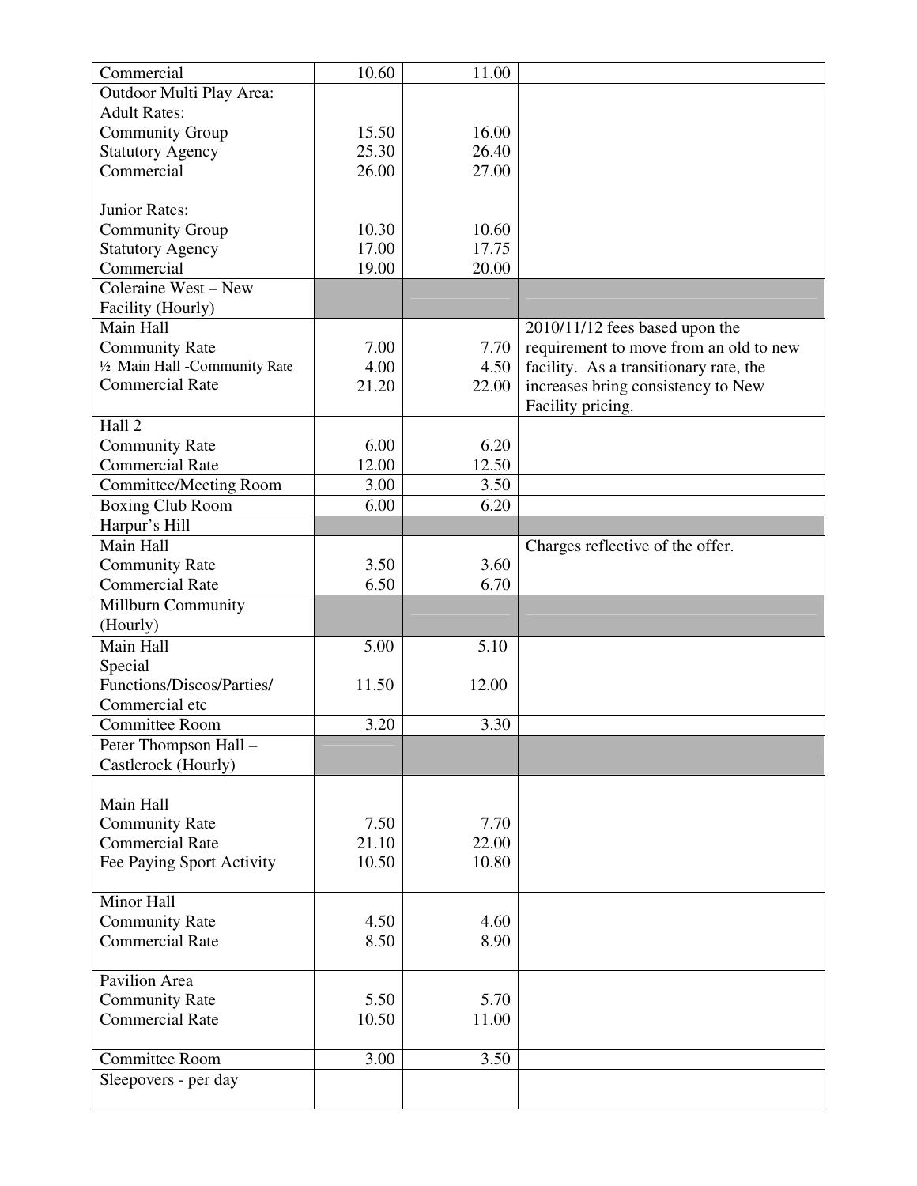| | | | |
|---|---|---|---|
| Commercial | 10.60 | 11.00 | |
| Outdoor Multi Play Area:<br>Adult Rates:<br>Community Group<br>Statutory Agency<br>Commercial<br><br>Junior Rates:<br>Community Group<br>Statutory Agency<br>Commercial | <br><br>15.50<br>25.30<br>26.00<br><br><br>10.30<br>17.00<br>19.00 | <br><br>16.00<br>26.40<br>27.00<br><br><br>10.60<br>17.75<br>20.00 | |
| Coleraine West – New Facility (Hourly) | | | |
| Main Hall<br>Community Rate<br>½ Main Hall -Community Rate<br>Commercial Rate | <br>7.00<br>4.00<br>21.20 | <br>7.70<br>4.50<br>22.00 | 2010/11/12 fees based upon the requirement to move from an old to new facility. As a transitionary rate, the increases bring consistency to New Facility pricing. |
| Hall 2<br>Community Rate<br>Commercial Rate | <br>6.00<br>12.00 | <br>6.20<br>12.50 | |
| Committee/Meeting Room | 3.00 | 3.50 | |
| Boxing Club Room | 6.00 | 6.20 | |
| Harpur's Hill | | | |
| Main Hall<br>Community Rate<br>Commercial Rate | <br>3.50<br>6.50 | <br>3.60<br>6.70 | Charges reflective of the offer. |
| Millburn Community (Hourly) | | | |
| Main Hall<br>Special Functions/Discos/Parties/ Commercial etc | 5.00<br><br>11.50 | 5.10<br><br>12.00 | |
| Committee Room | 3.20 | 3.30 | |
| Peter Thompson Hall – Castlerock (Hourly) | | | |
| Main Hall<br>Community Rate<br>Commercial Rate<br>Fee Paying Sport Activity | <br>7.50<br>21.10<br>10.50 | <br>7.70<br>22.00<br>10.80 | |
| Minor Hall<br>Community Rate<br>Commercial Rate | <br>4.50<br>8.50 | <br>4.60<br>8.90 | |
| Pavilion Area<br>Community Rate<br>Commercial Rate | <br>5.50<br>10.50 | <br>5.70<br>11.00 | |
| Committee Room | 3.00 | 3.50 | |
| Sleepovers - per day | | | |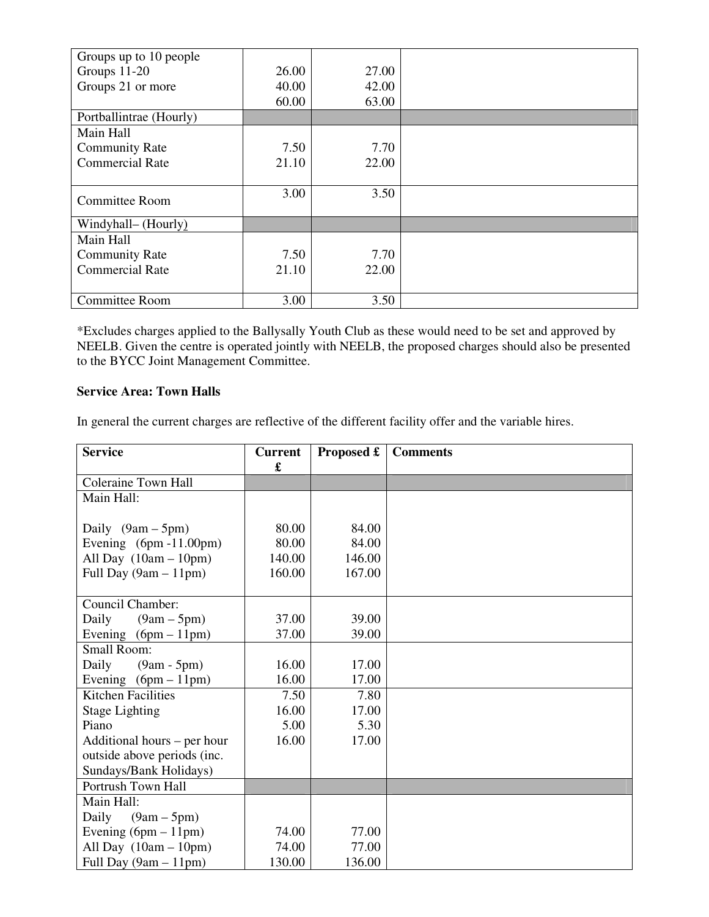| | | | |
|---|---|---|---|
| Groups up to 10 people<br>Groups 11-20<br>Groups 21 or more | 26.00<br>40.00<br>60.00 | 27.00<br>42.00<br>63.00 | |
| Portballintrae (Hourly) | | | |
| Main Hall<br>Community Rate<br>Commercial Rate | <br>7.50<br>21.10 | <br>7.70<br>22.00 | |
| Committee Room | 3.00 | 3.50 | |
| Windyhall– (Hourly) | | | |
| Main Hall<br>Community Rate<br>Commercial Rate | <br>7.50<br>21.10 | <br>7.70<br>22.00 | |
| Committee Room | 3.00 | 3.50 | |

*Excludes charges applied to the Ballysally Youth Club as these would need to be set and approved by NEELB. Given the centre is operated jointly with NEELB, the proposed charges should also be presented to the BYCC Joint Management Committee.

**Service Area: Town Halls**

In general the current charges are reflective of the different facility offer and the variable hires.

| Service | Current £ | Proposed £ | Comments |
|---|---|---|---|
| Coleraine Town Hall | | | |
| Main Hall:<br><br>Daily (9am – 5pm)<br>Evening (6pm -11.00pm)<br>All Day (10am – 10pm)<br>Full Day (9am – 11pm) | <br><br>80.00<br>80.00<br>140.00<br>160.00 | <br><br>84.00<br>84.00<br>146.00<br>167.00 | |
| Council Chamber:<br>Daily (9am – 5pm)<br>Evening (6pm – 11pm) | <br>37.00<br>37.00 | <br>39.00<br>39.00 | |
| Small Room:<br>Daily (9am - 5pm)<br>Evening (6pm – 11pm) | <br>16.00<br>16.00 | <br>17.00<br>17.00 | |
| Kitchen Facilities<br>Stage Lighting<br>Piano<br>Additional hours – per hour outside above periods (inc. Sundays/Bank Holidays) | 7.50<br>16.00<br>5.00<br>16.00 | 7.80<br>17.00<br>5.30<br>17.00 | |
| Portrush Town Hall | | | |
| Main Hall:<br>Daily (9am – 5pm)<br>Evening (6pm – 11pm)<br>All Day (10am – 10pm)<br>Full Day (9am – 11pm) | <br><br>74.00<br>74.00<br>130.00 | <br><br>77.00<br>77.00<br>136.00 | |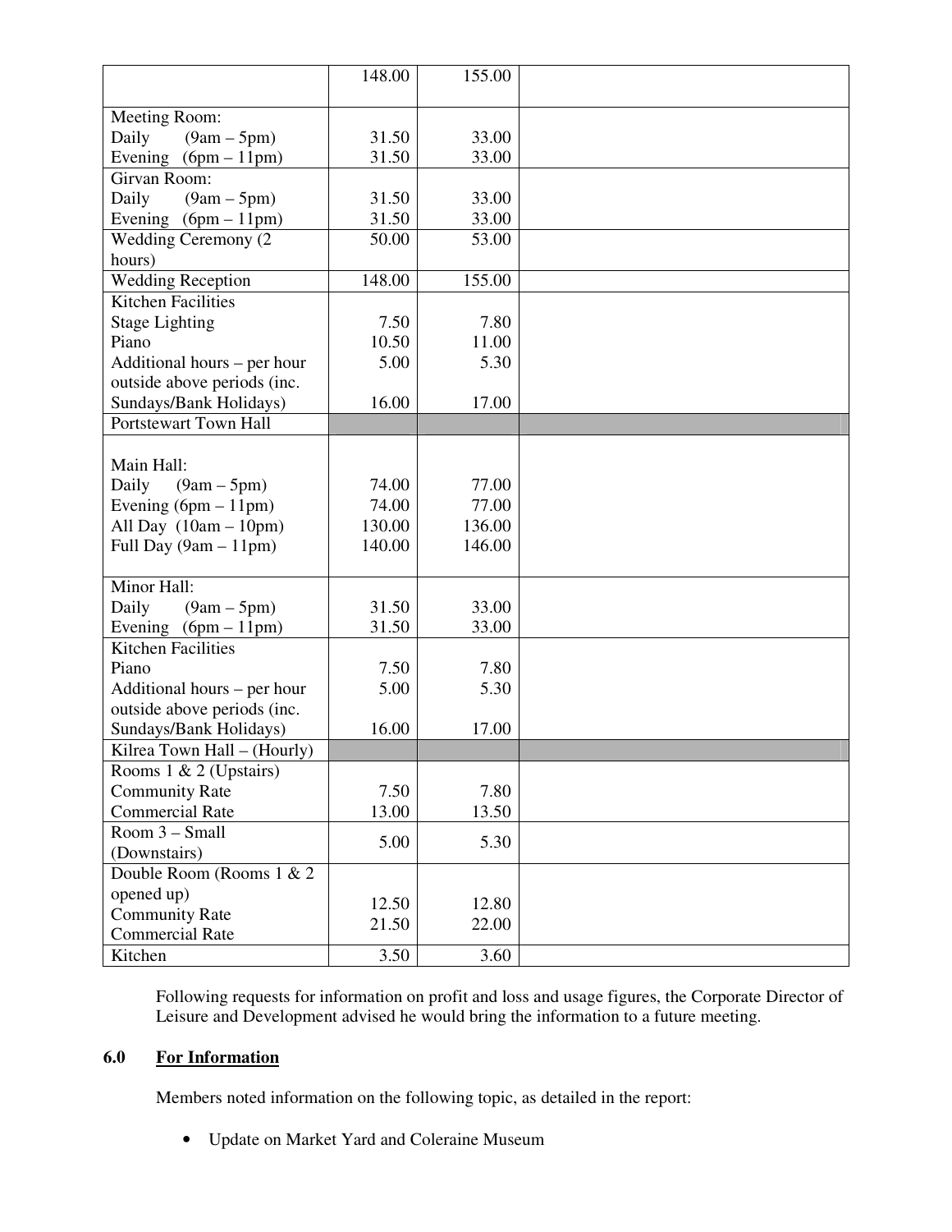| | | | |
|---|---|---|---|
| | 148.00 | 155.00 | |
| Meeting Room:<br>Daily (9am – 5pm)<br>Evening (6pm – 11pm) | <br>31.50<br>31.50 | <br>33.00<br>33.00 | |
| Girvan Room:<br>Daily (9am – 5pm)<br>Evening (6pm – 11pm) | <br>31.50<br>31.50 | <br>33.00<br>33.00 | |
| Wedding Ceremony (2 hours) | 50.00 | 53.00 | |
| Wedding Reception | 148.00 | 155.00 | |
| Kitchen Facilities<br>Stage Lighting<br>Piano<br>Additional hours – per hour outside above periods (inc. Sundays/Bank Holidays) | <br>7.50<br>10.50<br>5.00<br><br>16.00 | <br>7.80<br>11.00<br>5.30<br><br>17.00 | |
| Portstewart Town Hall | | | |
| Main Hall:<br>Daily (9am – 5pm)<br>Evening (6pm – 11pm)<br>All Day (10am – 10pm)<br>Full Day (9am – 11pm) | <br>74.00<br>74.00<br>130.00<br>140.00 | <br>77.00<br>77.00<br>136.00<br>146.00 | |
| Minor Hall:<br>Daily (9am – 5pm)<br>Evening (6pm – 11pm) | <br>31.50<br>31.50 | <br>33.00<br>33.00 | |
| Kitchen Facilities<br>Piano<br>Additional hours – per hour outside above periods (inc. Sundays/Bank Holidays) | <br>7.50<br>5.00<br><br>16.00 | <br>7.80<br>5.30<br><br>17.00 | |
| Kilrea Town Hall – (Hourly) | | | |
| Rooms 1 & 2 (Upstairs)<br>Community Rate<br>Commercial Rate | <br>7.50<br>13.00 | <br>7.80<br>13.50 | |
| Room 3 – Small (Downstairs) | 5.00 | 5.30 | |
| Double Room (Rooms 1 & 2 opened up)<br>Community Rate<br>Commercial Rate | <br>12.50<br>21.50 | <br>12.80<br>22.00 | |
| Kitchen | 3.50 | 3.60 | |

Following requests for information on profit and loss and usage figures, the Corporate Director of Leisure and Development advised he would bring the information to a future meeting.

## 6.0 For Information

Members noted information on the following topic, as detailed in the report:

- Update on Market Yard and Coleraine Museum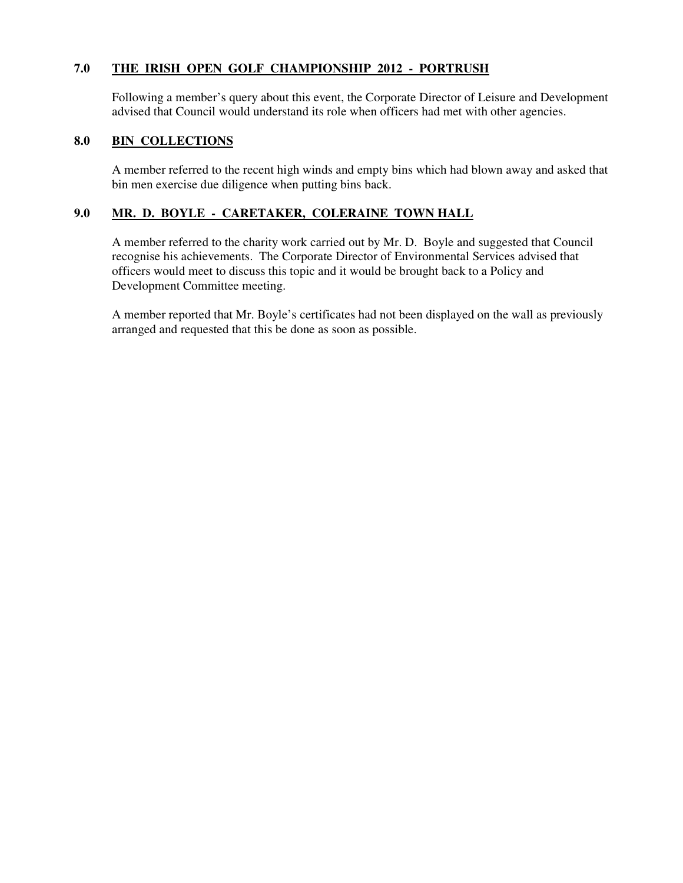## 7.0 THE IRISH OPEN GOLF CHAMPIONSHIP 2012 - PORTRUSH

Following a member's query about this event, the Corporate Director of Leisure and Development advised that Council would understand its role when officers had met with other agencies.

## 8.0 BIN COLLECTIONS

A member referred to the recent high winds and empty bins which had blown away and asked that bin men exercise due diligence when putting bins back.

## 9.0 MR. D. BOYLE - CARETAKER, COLERAINE TOWN HALL

A member referred to the charity work carried out by Mr. D. Boyle and suggested that Council recognise his achievements. The Corporate Director of Environmental Services advised that officers would meet to discuss this topic and it would be brought back to a Policy and Development Committee meeting.

A member reported that Mr. Boyle's certificates had not been displayed on the wall as previously arranged and requested that this be done as soon as possible.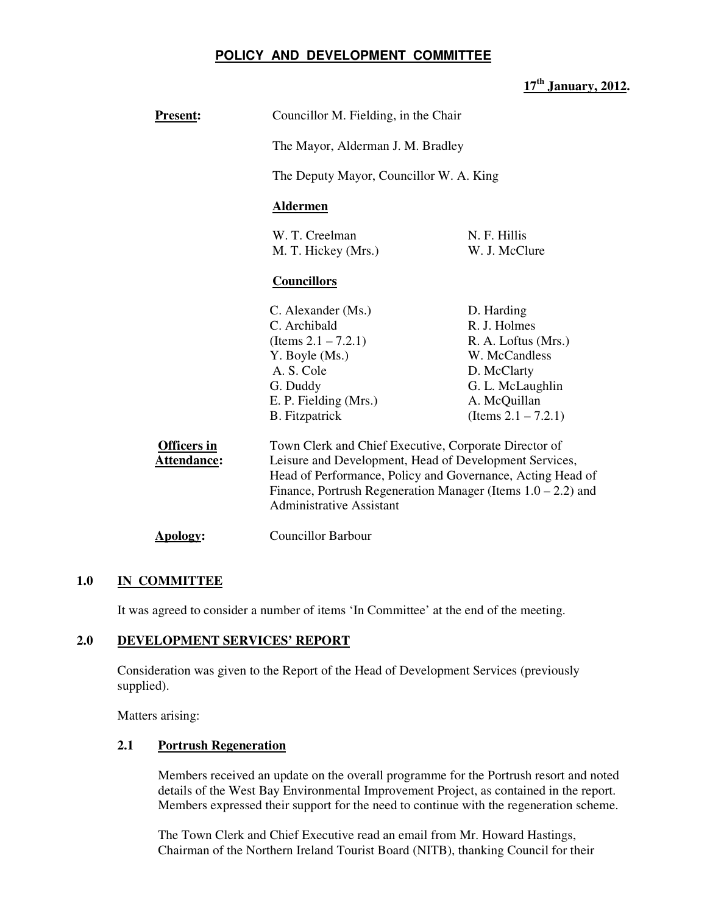# POLICY AND DEVELOPMENT COMMITTEE

**17th January, 2012.**

**Present:** Councillor M. Fielding, in the Chair

The Mayor, Alderman J. M. Bradley

The Deputy Mayor, Councillor W. A. King

**Aldermen**

| | |
|---|---|
| W. T. Creelman | N. F. Hillis |
| M. T. Hickey (Mrs.) | W. J. McClure |

**Councillors**

| | |
|---|---|
| C. Alexander (Ms.) | D. Harding |
| C. Archibald (Items 2.1 – 7.2.1) | R. J. Holmes |
| Y. Boyle (Ms.) | R. A. Loftus (Mrs.) |
| A. S. Cole | W. McCandless |
| G. Duddy | D. McClarty |
| E. P. Fielding (Mrs.) | G. L. McLaughlin |
| B. Fitzpatrick | A. McQuillan (Items 2.1 – 7.2.1) |

**Officers in Attendance:** Town Clerk and Chief Executive, Corporate Director of Leisure and Development, Head of Development Services, Head of Performance, Policy and Governance, Acting Head of Finance, Portrush Regeneration Manager (Items 1.0 – 2.2) and Administrative Assistant

**Apology:** Councillor Barbour

## 1.0 IN COMMITTEE

It was agreed to consider a number of items 'In Committee' at the end of the meeting.

## 2.0 DEVELOPMENT SERVICES' REPORT

Consideration was given to the Report of the Head of Development Services (previously supplied).

Matters arising:

### 2.1 Portrush Regeneration

Members received an update on the overall programme for the Portrush resort and noted details of the West Bay Environmental Improvement Project, as contained in the report. Members expressed their support for the need to continue with the regeneration scheme.

The Town Clerk and Chief Executive read an email from Mr. Howard Hastings, Chairman of the Northern Ireland Tourist Board (NITB), thanking Council for their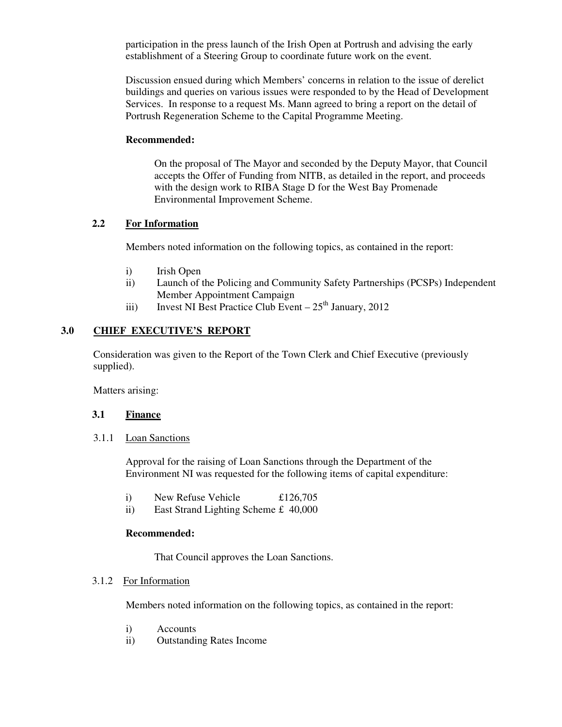participation in the press launch of the Irish Open at Portrush and advising the early establishment of a Steering Group to coordinate future work on the event.

Discussion ensued during which Members' concerns in relation to the issue of derelict buildings and queries on various issues were responded to by the Head of Development Services. In response to a request Ms. Mann agreed to bring a report on the detail of Portrush Regeneration Scheme to the Capital Programme Meeting.

**Recommended:**

On the proposal of The Mayor and seconded by the Deputy Mayor, that Council accepts the Offer of Funding from NITB, as detailed in the report, and proceeds with the design work to RIBA Stage D for the West Bay Promenade Environmental Improvement Scheme.

### 2.2 For Information

Members noted information on the following topics, as contained in the report:

i) Irish Open
ii) Launch of the Policing and Community Safety Partnerships (PCSPs) Independent Member Appointment Campaign
iii) Invest NI Best Practice Club Event – 25th January, 2012

## 3.0 CHIEF EXECUTIVE'S REPORT

Consideration was given to the Report of the Town Clerk and Chief Executive (previously supplied).

Matters arising:

### 3.1 Finance

#### 3.1.1 Loan Sanctions

Approval for the raising of Loan Sanctions through the Department of the Environment NI was requested for the following items of capital expenditure:

i) New Refuse Vehicle £126,705
ii) East Strand Lighting Scheme £ 40,000

**Recommended:**

That Council approves the Loan Sanctions.

#### 3.1.2 For Information

Members noted information on the following topics, as contained in the report:

i) Accounts
ii) Outstanding Rates Income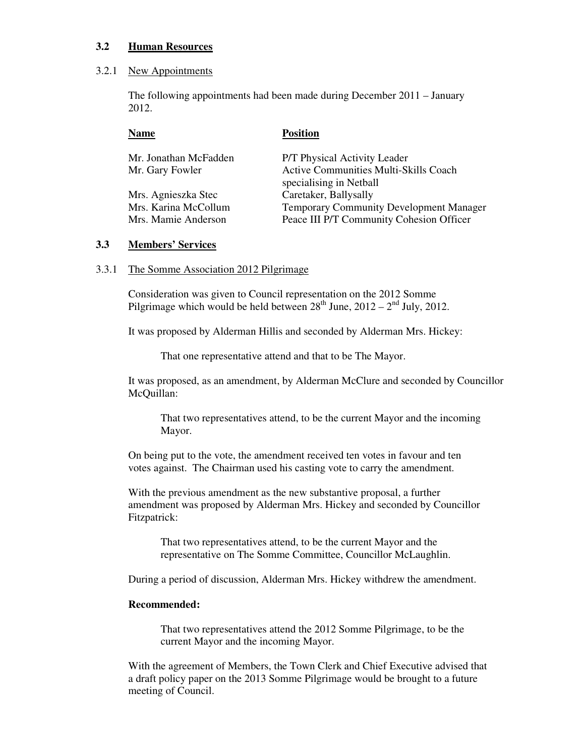### 3.2 **Human Resources**

3.2.1 New Appointments

The following appointments had been made during December 2011 – January 2012.

| **Name** | **Position** |
| --- | --- |
| Mr. Jonathan McFadden | P/T Physical Activity Leader |
| Mr. Gary Fowler | Active Communities Multi-Skills Coach specialising in Netball |
| Mrs. Agnieszka Stec | Caretaker, Ballysally |
| Mrs. Karina McCollum | Temporary Community Development Manager |
| Mrs. Mamie Anderson | Peace III P/T Community Cohesion Officer |

### 3.3 **Members' Services**

3.3.1 The Somme Association 2012 Pilgrimage

Consideration was given to Council representation on the 2012 Somme Pilgrimage which would be held between 28th June, 2012 – 2nd July, 2012.

It was proposed by Alderman Hillis and seconded by Alderman Mrs. Hickey:

> That one representative attend and that to be The Mayor.

It was proposed, as an amendment, by Alderman McClure and seconded by Councillor McQuillan:

> That two representatives attend, to be the current Mayor and the incoming Mayor.

On being put to the vote, the amendment received ten votes in favour and ten votes against. The Chairman used his casting vote to carry the amendment.

With the previous amendment as the new substantive proposal, a further amendment was proposed by Alderman Mrs. Hickey and seconded by Councillor Fitzpatrick:

> That two representatives attend, to be the current Mayor and the representative on The Somme Committee, Councillor McLaughlin.

During a period of discussion, Alderman Mrs. Hickey withdrew the amendment.

**Recommended:**

> That two representatives attend the 2012 Somme Pilgrimage, to be the current Mayor and the incoming Mayor.

With the agreement of Members, the Town Clerk and Chief Executive advised that a draft policy paper on the 2013 Somme Pilgrimage would be brought to a future meeting of Council.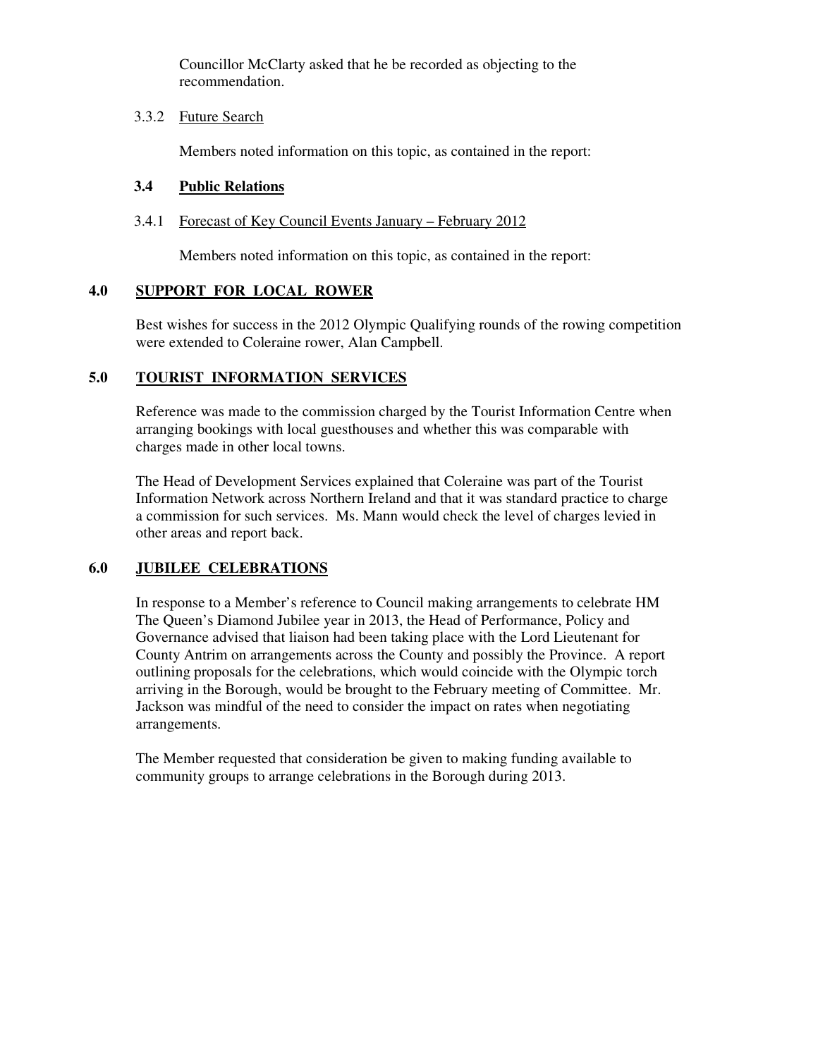Councillor McClarty asked that he be recorded as objecting to the recommendation.

3.3.2 Future Search

Members noted information on this topic, as contained in the report:

### 3.4 Public Relations

3.4.1 Forecast of Key Council Events January – February 2012

Members noted information on this topic, as contained in the report:

## 4.0 SUPPORT FOR LOCAL ROWER

Best wishes for success in the 2012 Olympic Qualifying rounds of the rowing competition were extended to Coleraine rower, Alan Campbell.

## 5.0 TOURIST INFORMATION SERVICES

Reference was made to the commission charged by the Tourist Information Centre when arranging bookings with local guesthouses and whether this was comparable with charges made in other local towns.

The Head of Development Services explained that Coleraine was part of the Tourist Information Network across Northern Ireland and that it was standard practice to charge a commission for such services. Ms. Mann would check the level of charges levied in other areas and report back.

## 6.0 JUBILEE CELEBRATIONS

In response to a Member's reference to Council making arrangements to celebrate HM The Queen's Diamond Jubilee year in 2013, the Head of Performance, Policy and Governance advised that liaison had been taking place with the Lord Lieutenant for County Antrim on arrangements across the County and possibly the Province. A report outlining proposals for the celebrations, which would coincide with the Olympic torch arriving in the Borough, would be brought to the February meeting of Committee. Mr. Jackson was mindful of the need to consider the impact on rates when negotiating arrangements.

The Member requested that consideration be given to making funding available to community groups to arrange celebrations in the Borough during 2013.